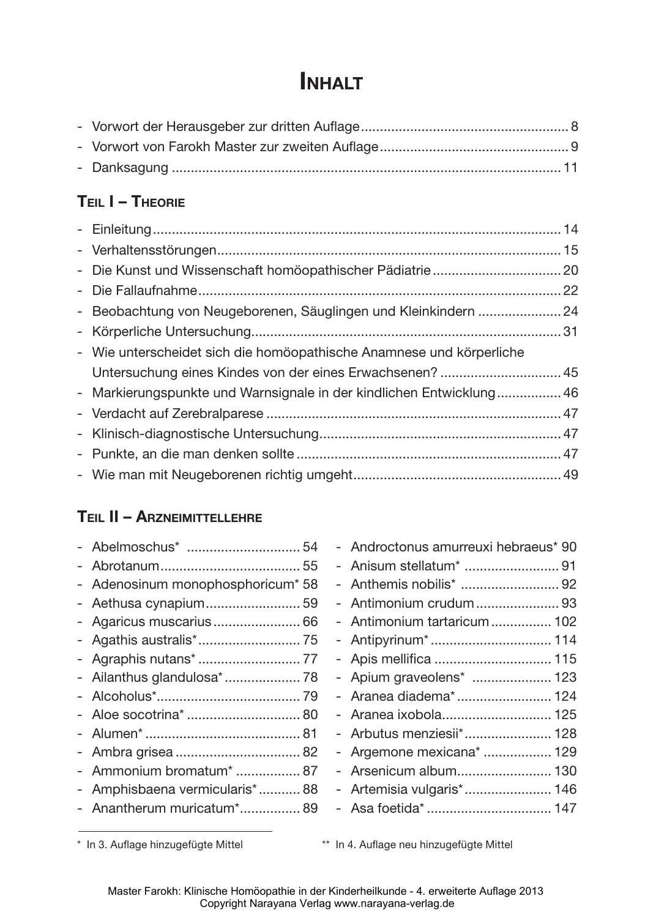# Inhalt

- Vorwort der Herausgeber zur dritten Auflage ........ 8
- Vorwort von Farokh Master zur zweiten Auflage ........ 9
- Danksagung ........ 11

## Teil I – Theorie

- Einleitung ........ 14
- Verhaltensstörungen ........ 15
- Die Kunst und Wissenschaft homöopathischer Pädiatrie ........ 20
- Die Fallaufnahme ........ 22
- Beobachtung von Neugeborenen, Säuglingen und Kleinkindern ........ 24
- Körperliche Untersuchung ........ 31
- Wie unterscheidet sich die homöopathische Anamnese und körperliche Untersuchung eines Kindes von der eines Erwachsenen? ........ 45
- Markierungspunkte und Warnsignale in der kindlichen Entwicklung ........ 46
- Verdacht auf Zerebralparese ........ 47
- Klinisch-diagnostische Untersuchung ........ 47
- Punkte, an die man denken sollte ........ 47
- Wie man mit Neugeborenen richtig umgeht ........ 49

## Teil II – Arzneimittellehre

- Abelmoschus* ........ 54
- Abrotanum ........ 55
- Adenosinum monophosphoricum* 58
- Aethusa cynapium ........ 59
- Agaricus muscarius ........ 66
- Agathis australis* ........ 75
- Agraphis nutans* ........ 77
- Ailanthus glandulosa* ........ 78
- Alcoholus* ........ 79
- Aloe socotrina* ........ 80
- Alumen* ........ 81
- Ambra grisea ........ 82
- Ammonium bromatum* ........ 87
- Amphisbaena vermicularis* ........ 88
- Anantherum muricatum* ........ 89
- Androctonus amurreuxi hebraeus* 90
- Anisum stellatum* ........ 91
- Anthemis nobilis* ........ 92
- Antimonium crudum ........ 93
- Antimonium tartaricum ........ 102
- Antipyrinum* ........ 114
- Apis mellifica ........ 115
- Apium graveolens* ........ 123
- Aranea diadema* ........ 124
- Aranea ixobola ........ 125
- Arbutus menziesii* ........ 128
- Argemone mexicana* ........ 129
- Arsenicum album ........ 130
- Artemisia vulgaris* ........ 146
- Asa foetida* ........ 147

---

\* In 3. Auflage hinzugefügte Mittel

\*\* In 4. Auflage neu hinzugefügte Mittel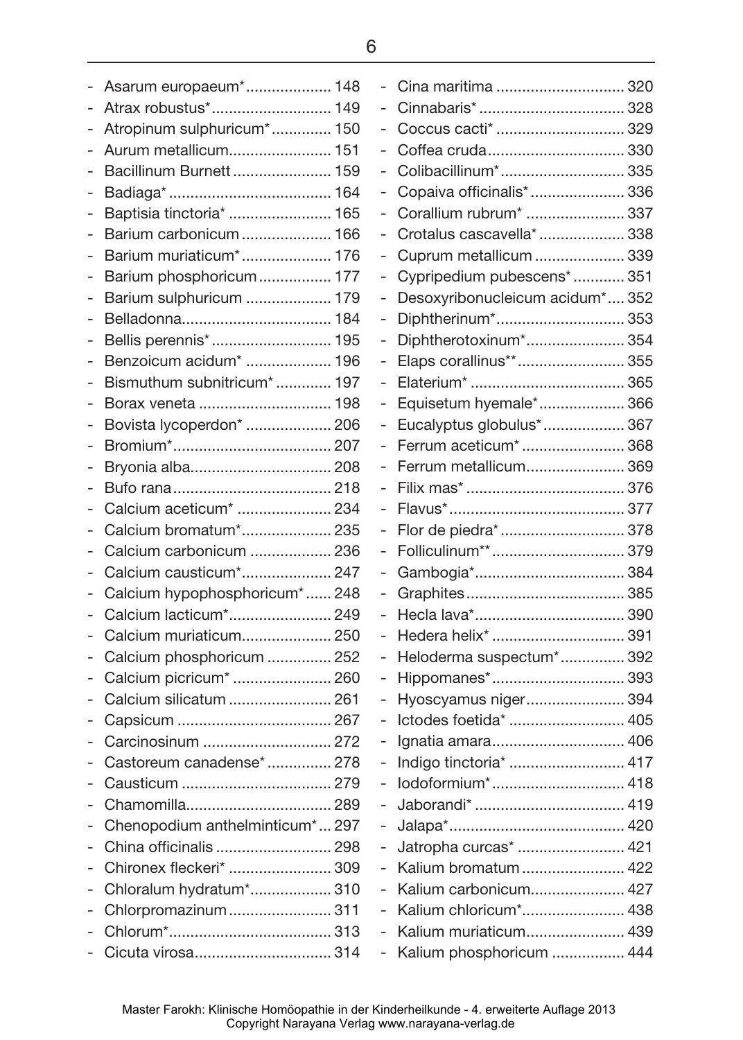- Asarum europaeum* .................... 148
- Atrax robustus* ............................ 149
- Atropinum sulphuricum* .............. 150
- Aurum metallicum ........................ 151
- Bacillinum Burnett ....................... 159
- Badiaga* ...................................... 164
- Baptisia tinctoria* ........................ 165
- Barium carbonicum ..................... 166
- Barium muriaticum* ..................... 176
- Barium phosphoricum ................. 177
- Barium sulphuricum .................... 179
- Belladonna ................................... 184
- Bellis perennis* ............................ 195
- Benzoicum acidum* .................... 196
- Bismuthum subnitricum* ............. 197
- Borax veneta ............................... 198
- Bovista lycoperdon* .................... 206
- Bromium* ..................................... 207
- Bryonia alba ................................. 208
- Bufo rana ..................................... 218
- Calcium aceticum* ...................... 234
- Calcium bromatum* ..................... 235
- Calcium carbonicum ................... 236
- Calcium causticum* ..................... 247
- Calcium hypophosphoricum* ...... 248
- Calcium lacticum* ........................ 249
- Calcium muriaticum ..................... 250
- Calcium phosphoricum ............... 252
- Calcium picricum* ....................... 260
- Calcium silicatum ........................ 261
- Capsicum .................................... 267
- Carcinosinum .............................. 272
- Castoreum canadense* ............... 278
- Causticum ................................... 279
- Chamomilla .................................. 289
- Chenopodium anthelminticum* ... 297
- China officinalis ........................... 298
- Chironex fleckeri* ........................ 309
- Chloralum hydratum* ................... 310
- Chlorpromazinum ........................ 311
- Chlorum* ...................................... 313
- Cicuta virosa ................................ 314
- Cina maritima ............................. 320
- Cinnabaris* .................................. 328
- Coccus cacti* .............................. 329
- Coffea cruda ................................ 330
- Colibacillinum* ............................. 335
- Copaiva officinalis* ...................... 336
- Corallium rubrum* ....................... 337
- Crotalus cascavella* .................... 338
- Cuprum metallicum ..................... 339
- Cypripedium pubescens* ............ 351
- Desoxyribonucleicum acidum* .... 352
- Diphtherinum* .............................. 353
- Diphtherotoxinum* ....................... 354
- Elaps corallinus** ......................... 355
- Elaterium* .................................... 365
- Equisetum hyemale* .................... 366
- Eucalyptus globulus* ................... 367
- Ferrum aceticum* ........................ 368
- Ferrum metallicum ....................... 369
- Filix mas* ..................................... 376
- Flavus* ......................................... 377
- Flor de piedra* ............................. 378
- Folliculinum** ............................... 379
- Gambogia* ................................... 384
- Graphites ..................................... 385
- Hecla lava* ................................... 390
- Hedera helix* ............................... 391
- Heloderma suspectum* ............... 392
- Hippomanes* ............................... 393
- Hyoscyamus niger ....................... 394
- Ictodes foetida* ........................... 405
- Ignatia amara ............................... 406
- Indigo tinctoria* ........................... 417
- Iodoformium* ............................... 418
- Jaborandi* ................................... 419
- Jalapa* ......................................... 420
- Jatropha curcas* ......................... 421
- Kalium bromatum ........................ 422
- Kalium carbonicum ...................... 427
- Kalium chloricum* ........................ 438
- Kalium muriaticum ....................... 439
- Kalium phosphoricum ................. 444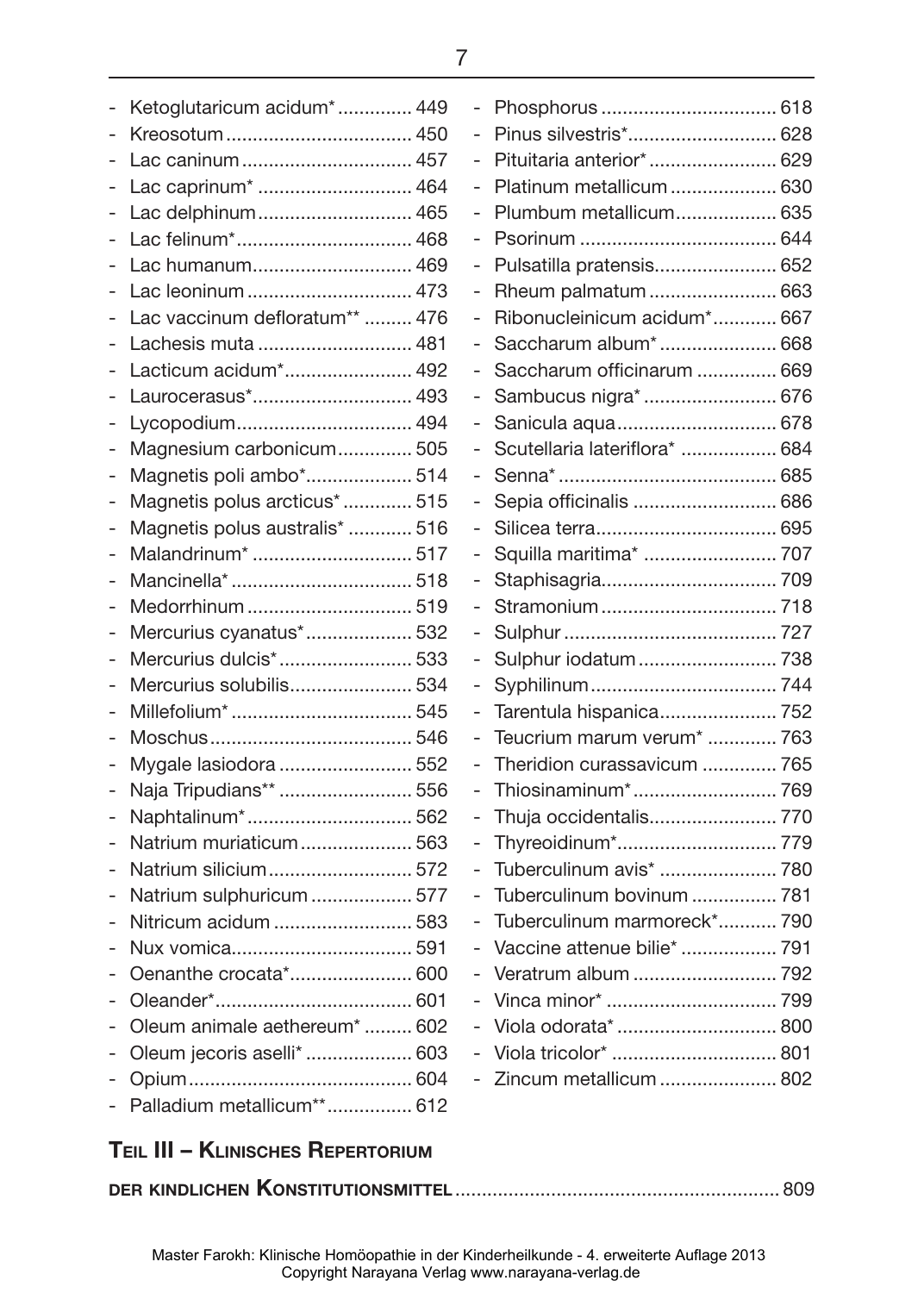- Ketoglutaricum acidum* .............. 449
- Kreosotum ................................... 450
- Lac caninum ................................ 457
- Lac caprinum* ............................ 464
- Lac delphinum ............................ 465
- Lac felinum* ................................ 468
- Lac humanum .............................. 469
- Lac leoninum ............................... 473
- Lac vaccinum defloratum** ......... 476
- Lachesis muta ............................. 481
- Lacticum acidum* ........................ 492
- Laurocerasus* .............................. 493
- Lycopodium ................................. 494
- Magnesium carbonicum .............. 505
- Magnetis poli ambo* .................... 514
- Magnetis polus arcticus* ............. 515
- Magnetis polus australis* ............ 516
- Malandrinum* .............................. 517
- Mancinella* .................................. 518
- Medorrhinum ............................... 519
- Mercurius cyanatus* .................... 532
- Mercurius dulcis* ......................... 533
- Mercurius solubilis ....................... 534
- Millefolium* .................................. 545
- Moschus ...................................... 546
- Mygale lasiodora ......................... 552
- Naja Tripudians** ......................... 556
- Naphtalinum* ............................... 562
- Natrium muriaticum ..................... 563
- Natrium silicium ........................... 572
- Natrium sulphuricum ................... 577
- Nitricum acidum .......................... 583
- Nux vomica .................................. 591
- Oenanthe crocata* ....................... 600
- Oleander* ..................................... 601
- Oleum animale aethereum* ......... 602
- Oleum jecoris aselli* .................... 603
- Opium .......................................... 604
- Palladium metallicum** ................ 612
- Phosphorus ................................. 618
- Pinus silvestris* ............................ 628
- Pituitaria anterior* ........................ 629
- Platinum metallicum .................... 630
- Plumbum metallicum ................... 635
- Psorinum ..................................... 644
- Pulsatilla pratensis ....................... 652
- Rheum palmatum ........................ 663
- Ribonucleinicum acidum* ............ 667
- Saccharum album* ...................... 668
- Saccharum officinarum ............... 669
- Sambucus nigra* ......................... 676
- Sanicula aqua .............................. 678
- Scutellaria lateriflora* .................. 684
- Senna* ......................................... 685
- Sepia officinalis ........................... 686
- Silicea terra .................................. 695
- Squilla maritima* ......................... 707
- Staphisagria ................................. 709
- Stramonium ................................. 718
- Sulphur ........................................ 727
- Sulphur iodatum .......................... 738
- Syphilinum ................................... 744
- Tarentula hispanica ...................... 752
- Teucrium marum verum* ............. 763
- Theridion curassavicum .............. 765
- Thiosinaminum* ........................... 769
- Thuja occidentalis ........................ 770
- Thyreoidinum* .............................. 779
- Tuberculinum avis* ...................... 780
- Tuberculinum bovinum ................ 781
- Tuberculinum marmoreck* ........... 790
- Vaccine attenue bilie* .................. 791
- Veratrum album ........................... 792
- Vinca minor* ................................ 799
- Viola odorata* .............................. 800
- Viola tricolor* ............................... 801
- Zincum metallicum ...................... 802

## Teil III – Klinisches Repertorium

**der kindlichen Konstitutionsmittel** ............................................................. 809

Master Farokh: Klinische Homöopathie in der Kinderheilkunde - 4. erweiterte Auflage 2013
Copyright Narayana Verlag www.narayana-verlag.de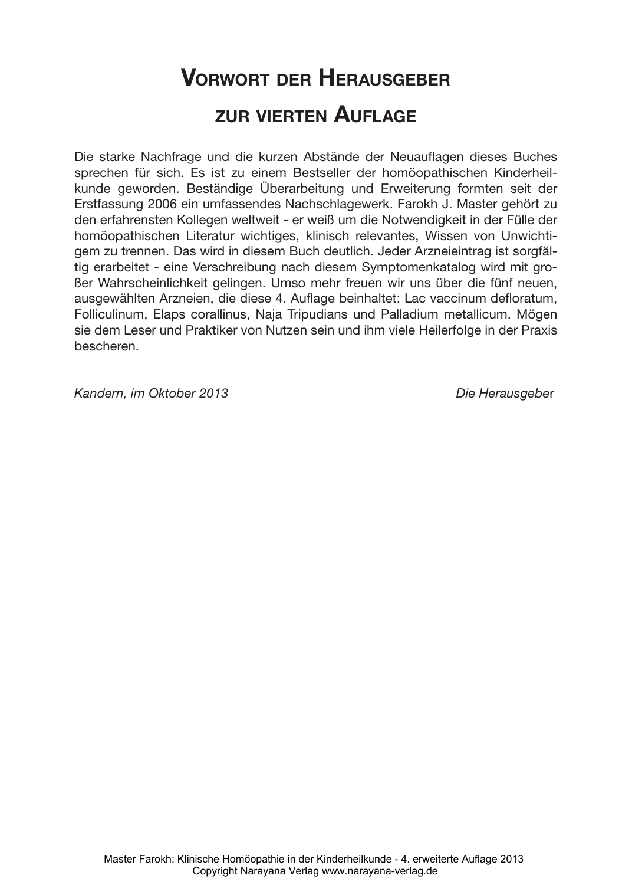# Vorwort der Herausgeber

## zur vierten Auflage

Die starke Nachfrage und die kurzen Abstände der Neuauflagen dieses Buches sprechen für sich. Es ist zu einem Bestseller der homöopathischen Kinderheilkunde geworden. Beständige Überarbeitung und Erweiterung formten seit der Erstfassung 2006 ein umfassendes Nachschlagewerk. Farokh J. Master gehört zu den erfahrensten Kollegen weltweit - er weiß um die Notwendigkeit in der Fülle der homöopathischen Literatur wichtiges, klinisch relevantes, Wissen von Unwichtigem zu trennen. Das wird in diesem Buch deutlich. Jeder Arzneieintrag ist sorgfältig erarbeitet - eine Verschreibung nach diesem Symptomenkatalog wird mit großer Wahrscheinlichkeit gelingen. Umso mehr freuen wir uns über die fünf neuen, ausgewählten Arzneien, die diese 4. Auflage beinhaltet: Lac vaccinum defloratum, Folliculinum, Elaps corallinus, Naja Tripudians und Palladium metallicum. Mögen sie dem Leser und Praktiker von Nutzen sein und ihm viele Heilerfolge in der Praxis bescheren.

*Kandern, im Oktober 2013* *Die Herausgeber*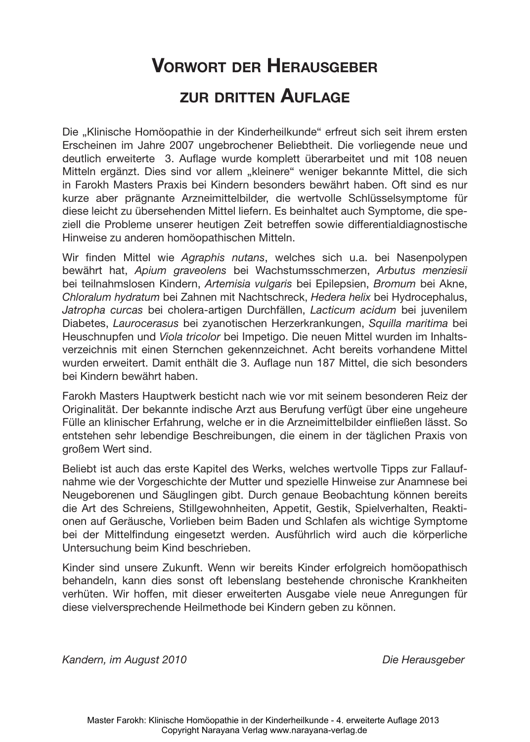# Vorwort der Herausgeber zur dritten Auflage

Die „Klinische Homöopathie in der Kinderheilkunde" erfreut sich seit ihrem ersten Erscheinen im Jahre 2007 ungebrochener Beliebtheit. Die vorliegende neue und deutlich erweiterte 3. Auflage wurde komplett überarbeitet und mit 108 neuen Mitteln ergänzt. Dies sind vor allem „kleinere" weniger bekannte Mittel, die sich in Farokh Masters Praxis bei Kindern besonders bewährt haben. Oft sind es nur kurze aber prägnante Arzneimittelbilder, die wertvolle Schlüsselsymptome für diese leicht zu übersehenden Mittel liefern. Es beinhaltet auch Symptome, die speziell die Probleme unserer heutigen Zeit betreffen sowie differentialdiagnostische Hinweise zu anderen homöopathischen Mitteln.

Wir finden Mittel wie *Agraphis nutans*, welches sich u.a. bei Nasenpolypen bewährt hat, *Apium graveolens* bei Wachstumsschmerzen, *Arbutus menziesii* bei teilnahmslosen Kindern, *Artemisia vulgaris* bei Epilepsien, *Bromum* bei Akne, *Chloralum hydratum* bei Zahnen mit Nachtschreck, *Hedera helix* bei Hydrocephalus, *Jatropha curcas* bei cholera-artigen Durchfällen, *Lacticum acidum* bei juvenilem Diabetes, *Laurocerasus* bei zyanotischen Herzerkrankungen, *Squilla maritima* bei Heuschnupfen und *Viola tricolor* bei Impetigo. Die neuen Mittel wurden im Inhaltsverzeichnis mit einen Sternchen gekennzeichnet. Acht bereits vorhandene Mittel wurden erweitert. Damit enthält die 3. Auflage nun 187 Mittel, die sich besonders bei Kindern bewährt haben.

Farokh Masters Hauptwerk besticht nach wie vor mit seinem besonderen Reiz der Originalität. Der bekannte indische Arzt aus Berufung verfügt über eine ungeheure Fülle an klinischer Erfahrung, welche er in die Arzneimittelbilder einfließen lässt. So entstehen sehr lebendige Beschreibungen, die einem in der täglichen Praxis von großem Wert sind.

Beliebt ist auch das erste Kapitel des Werks, welches wertvolle Tipps zur Fallaufnahme wie der Vorgeschichte der Mutter und spezielle Hinweise zur Anamnese bei Neugeborenen und Säuglingen gibt. Durch genaue Beobachtung können bereits die Art des Schreiens, Stillgewohnheiten, Appetit, Gestik, Spielverhalten, Reaktionen auf Geräusche, Vorlieben beim Baden und Schlafen als wichtige Symptome bei der Mittelfindung eingesetzt werden. Ausführlich wird auch die körperliche Untersuchung beim Kind beschrieben.

Kinder sind unsere Zukunft. Wenn wir bereits Kinder erfolgreich homöopathisch behandeln, kann dies sonst oft lebenslang bestehende chronische Krankheiten verhüten. Wir hoffen, mit dieser erweiterten Ausgabe viele neue Anregungen für diese vielversprechende Heilmethode bei Kindern geben zu können.

*Kandern, im August 2010* *Die Herausgeber*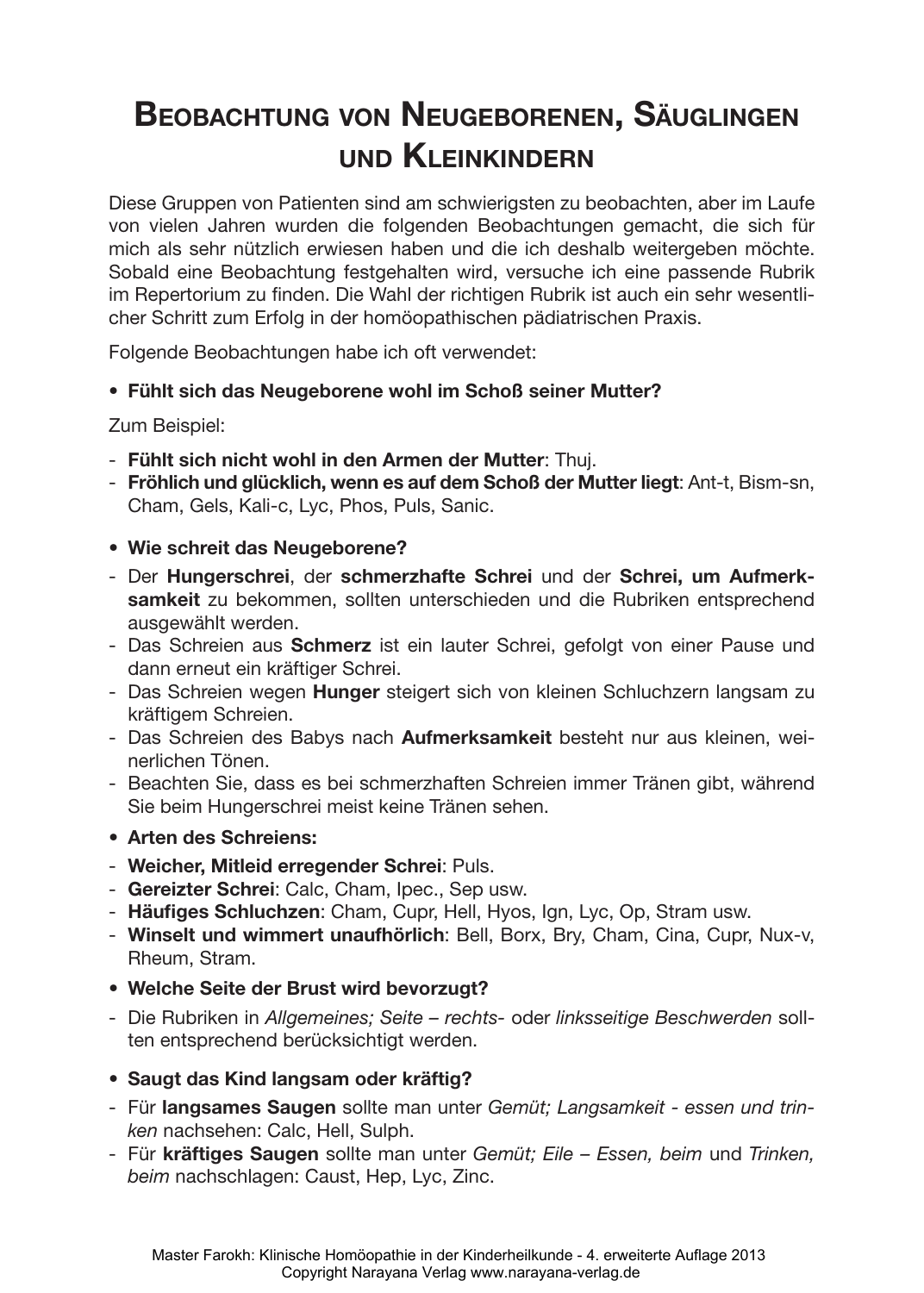# Beobachtung von Neugeborenen, Säuglingen und Kleinkindern

Diese Gruppen von Patienten sind am schwierigsten zu beobachten, aber im Laufe von vielen Jahren wurden die folgenden Beobachtungen gemacht, die sich für mich als sehr nützlich erwiesen haben und die ich deshalb weitergeben möchte. Sobald eine Beobachtung festgehalten wird, versuche ich eine passende Rubrik im Repertorium zu finden. Die Wahl der richtigen Rubrik ist auch ein sehr wesentlicher Schritt zum Erfolg in der homöopathischen pädiatrischen Praxis.

Folgende Beobachtungen habe ich oft verwendet:

- **Fühlt sich das Neugeborene wohl im Schoß seiner Mutter?**

Zum Beispiel:

- **Fühlt sich nicht wohl in den Armen der Mutter**: Thuj.
- **Fröhlich und glücklich, wenn es auf dem Schoß der Mutter liegt**: Ant-t, Bism-sn, Cham, Gels, Kali-c, Lyc, Phos, Puls, Sanic.

- **Wie schreit das Neugeborene?**
- Der **Hungerschrei**, der **schmerzhafte Schrei** und der **Schrei, um Aufmerksamkeit** zu bekommen, sollten unterschieden und die Rubriken entsprechend ausgewählt werden.
- Das Schreien aus **Schmerz** ist ein lauter Schrei, gefolgt von einer Pause und dann erneut ein kräftiger Schrei.
- Das Schreien wegen **Hunger** steigert sich von kleinen Schluchzern langsam zu kräftigem Schreien.
- Das Schreien des Babys nach **Aufmerksamkeit** besteht nur aus kleinen, weinerlichen Tönen.
- Beachten Sie, dass es bei schmerzhaften Schreien immer Tränen gibt, während Sie beim Hungerschrei meist keine Tränen sehen.

- **Arten des Schreiens:**
- **Weicher, Mitleid erregender Schrei**: Puls.
- **Gereizter Schrei**: Calc, Cham, Ipec., Sep usw.
- **Häufiges Schluchzen**: Cham, Cupr, Hell, Hyos, Ign, Lyc, Op, Stram usw.
- **Winselt und wimmert unaufhörlich**: Bell, Borx, Bry, Cham, Cina, Cupr, Nux-v, Rheum, Stram.

- **Welche Seite der Brust wird bevorzugt?**
- Die Rubriken in *Allgemeines; Seite – rechts-* oder *linksseitige Beschwerden* sollten entsprechend berücksichtigt werden.

- **Saugt das Kind langsam oder kräftig?**
- Für **langsames Saugen** sollte man unter *Gemüt; Langsamkeit - essen und trinken* nachsehen: Calc, Hell, Sulph.
- Für **kräftiges Saugen** sollte man unter *Gemüt; Eile – Essen, beim* und *Trinken, beim* nachschlagen: Caust, Hep, Lyc, Zinc.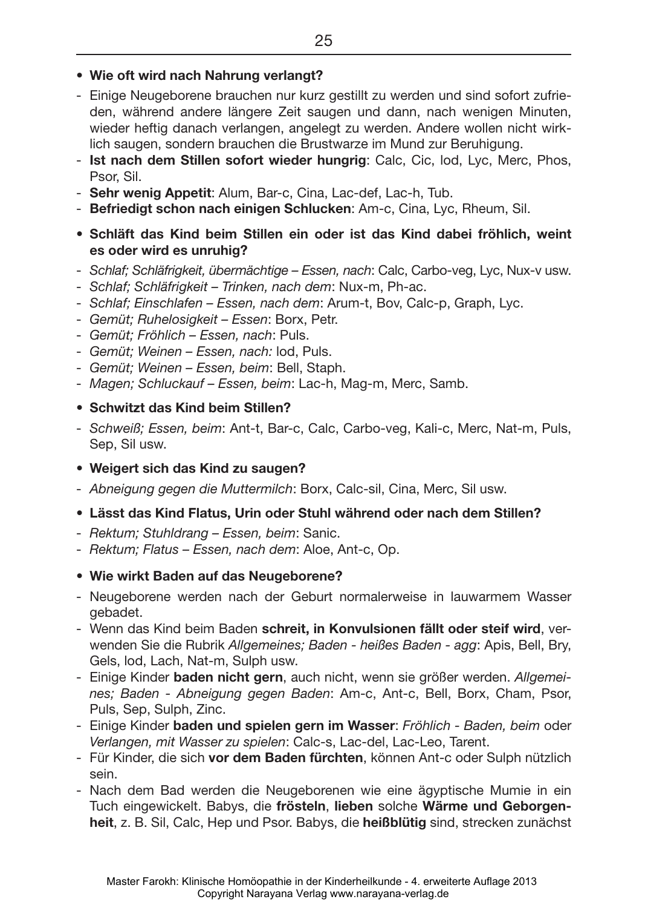- **Wie oft wird nach Nahrung verlangt?**

- Einige Neugeborene brauchen nur kurz gestillt zu werden und sind sofort zufrieden, während andere längere Zeit saugen und dann, nach wenigen Minuten, wieder heftig danach verlangen, angelegt zu werden. Andere wollen nicht wirklich saugen, sondern brauchen die Brustwarze im Mund zur Beruhigung.
- **Ist nach dem Stillen sofort wieder hungrig**: Calc, Cic, Iod, Lyc, Merc, Phos, Psor, Sil.
- **Sehr wenig Appetit**: Alum, Bar-c, Cina, Lac-def, Lac-h, Tub.
- **Befriedigt schon nach einigen Schlucken**: Am-c, Cina, Lyc, Rheum, Sil.

- **Schläft das Kind beim Stillen ein oder ist das Kind dabei fröhlich, weint es oder wird es unruhig?**

- *Schlaf; Schläfrigkeit, übermächtige – Essen, nach*: Calc, Carbo-veg, Lyc, Nux-v usw.
- *Schlaf; Schläfrigkeit – Trinken, nach dem*: Nux-m, Ph-ac.
- *Schlaf; Einschlafen – Essen, nach dem*: Arum-t, Bov, Calc-p, Graph, Lyc.
- *Gemüt; Ruhelosigkeit – Essen*: Borx, Petr.
- *Gemüt; Fröhlich – Essen, nach*: Puls.
- *Gemüt; Weinen – Essen, nach:* Iod, Puls.
- *Gemüt; Weinen – Essen, beim*: Bell, Staph.
- *Magen; Schluckauf – Essen, beim*: Lac-h, Mag-m, Merc, Samb.

- **Schwitzt das Kind beim Stillen?**

- *Schweiß; Essen, beim*: Ant-t, Bar-c, Calc, Carbo-veg, Kali-c, Merc, Nat-m, Puls, Sep, Sil usw.

- **Weigert sich das Kind zu saugen?**

- *Abneigung gegen die Muttermilch*: Borx, Calc-sil, Cina, Merc, Sil usw.

- **Lässt das Kind Flatus, Urin oder Stuhl während oder nach dem Stillen?**

- *Rektum; Stuhldrang – Essen, beim*: Sanic.
- *Rektum; Flatus – Essen, nach dem*: Aloe, Ant-c, Op.

- **Wie wirkt Baden auf das Neugeborene?**

- Neugeborene werden nach der Geburt normalerweise in lauwarmem Wasser gebadet.
- Wenn das Kind beim Baden **schreit, in Konvulsionen fällt oder steif wird**, verwenden Sie die Rubrik *Allgemeines; Baden - heißes Baden - agg*: Apis, Bell, Bry, Gels, Iod, Lach, Nat-m, Sulph usw.
- Einige Kinder **baden nicht gern**, auch nicht, wenn sie größer werden. *Allgemeines; Baden - Abneigung gegen Baden*: Am-c, Ant-c, Bell, Borx, Cham, Psor, Puls, Sep, Sulph, Zinc.
- Einige Kinder **baden und spielen gern im Wasser**: *Fröhlich - Baden, beim* oder *Verlangen, mit Wasser zu spielen*: Calc-s, Lac-del, Lac-Leo, Tarent.
- Für Kinder, die sich **vor dem Baden fürchten**, können Ant-c oder Sulph nützlich sein.
- Nach dem Bad werden die Neugeborenen wie eine ägyptische Mumie in ein Tuch eingewickelt. Babys, die **frösteln**, **lieben** solche **Wärme und Geborgenheit**, z. B. Sil, Calc, Hep und Psor. Babys, die **heißblütig** sind, strecken zunächst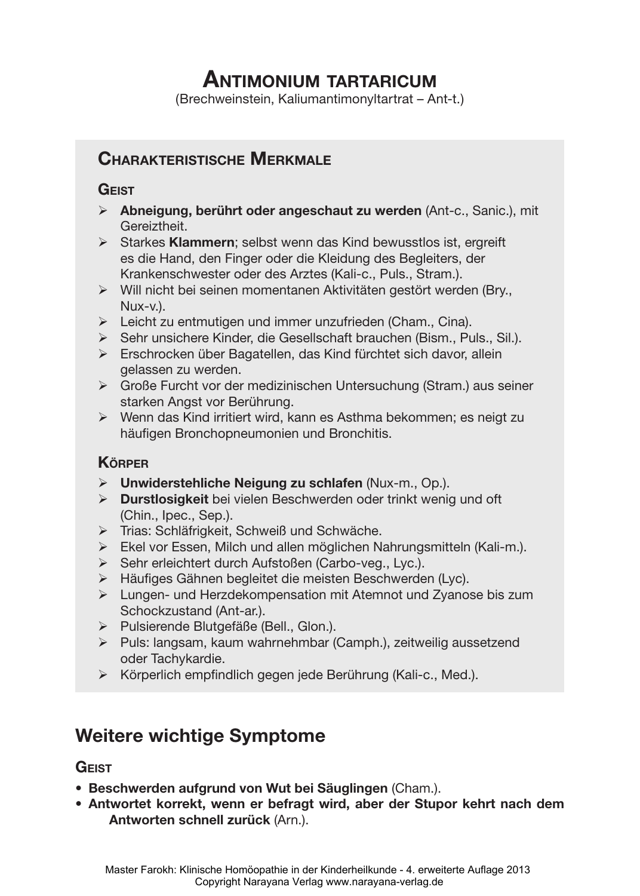# Antimonium tartaricum

(Brechweinstein, Kaliumantimonyltartrat – Ant-t.)

## Charakteristische Merkmale

### Geist

- **Abneigung, berührt oder angeschaut zu werden** (Ant-c., Sanic.), mit Gereiztheit.
- Starkes **Klammern**; selbst wenn das Kind bewusstlos ist, ergreift es die Hand, den Finger oder die Kleidung des Begleiters, der Krankenschwester oder des Arztes (Kali-c., Puls., Stram.).
- Will nicht bei seinen momentanen Aktivitäten gestört werden (Bry., Nux-v.).
- Leicht zu entmutigen und immer unzufrieden (Cham., Cina).
- Sehr unsichere Kinder, die Gesellschaft brauchen (Bism., Puls., Sil.).
- Erschrocken über Bagatellen, das Kind fürchtet sich davor, allein gelassen zu werden.
- Große Furcht vor der medizinischen Untersuchung (Stram.) aus seiner starken Angst vor Berührung.
- Wenn das Kind irritiert wird, kann es Asthma bekommen; es neigt zu häufigen Bronchopneumonien und Bronchitis.

### Körper

- **Unwiderstehliche Neigung zu schlafen** (Nux-m., Op.).
- **Durstlosigkeit** bei vielen Beschwerden oder trinkt wenig und oft (Chin., Ipec., Sep.).
- Trias: Schläfrigkeit, Schweiß und Schwäche.
- Ekel vor Essen, Milch und allen möglichen Nahrungsmitteln (Kali-m.).
- Sehr erleichtert durch Aufstoßen (Carbo-veg., Lyc.).
- Häufiges Gähnen begleitet die meisten Beschwerden (Lyc).
- Lungen- und Herzdekompensation mit Atemnot und Zyanose bis zum Schockzustand (Ant-ar.).
- Pulsierende Blutgefäße (Bell., Glon.).
- Puls: langsam, kaum wahrnehmbar (Camph.), zeitweilig aussetzend oder Tachykardie.
- Körperlich empfindlich gegen jede Berührung (Kali-c., Med.).

## Weitere wichtige Symptome

### Geist

- **Beschwerden aufgrund von Wut bei Säuglingen** (Cham.).
- **Antwortet korrekt, wenn er befragt wird, aber der Stupor kehrt nach dem Antworten schnell zurück** (Arn.).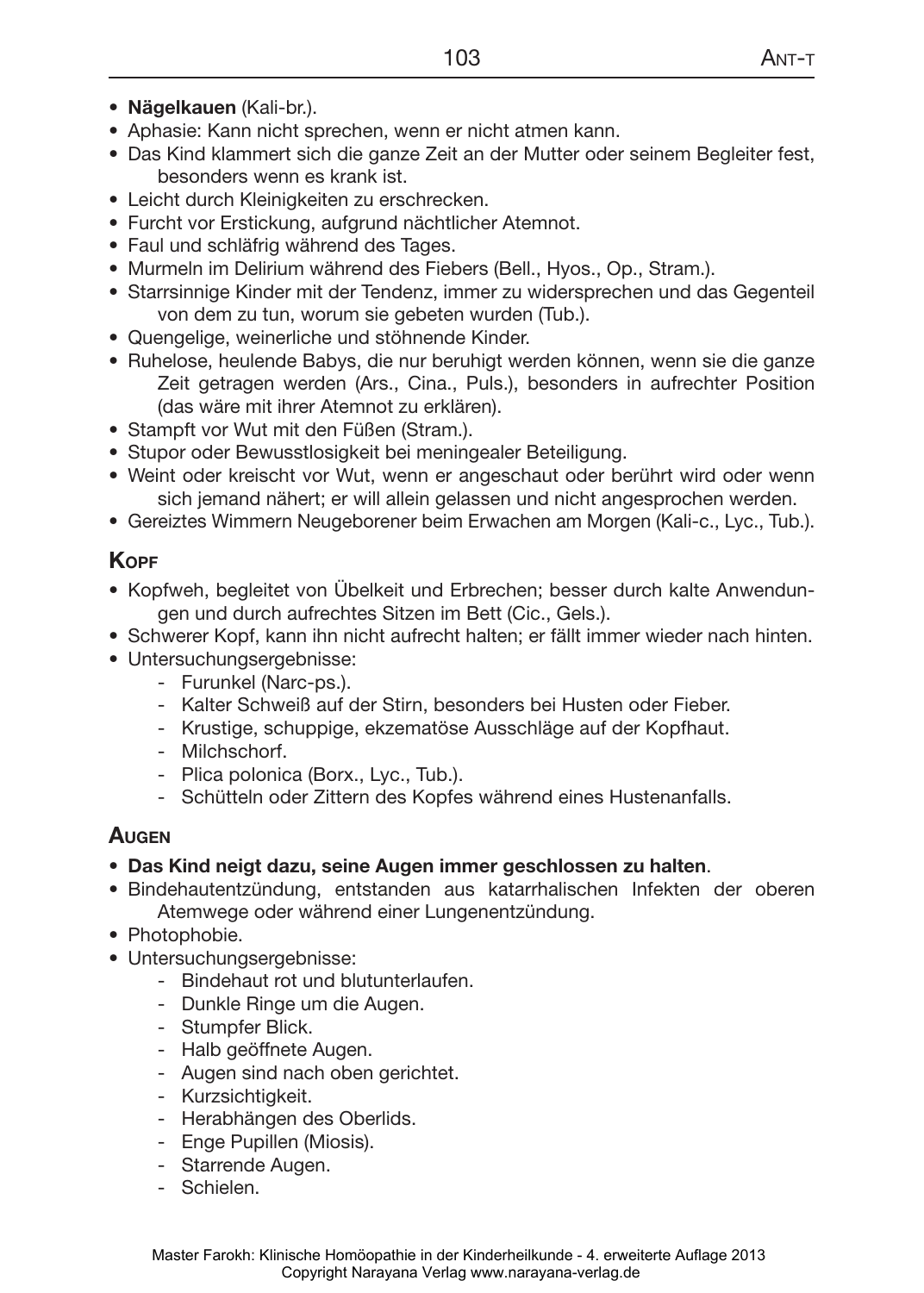- **Nägelkauen** (Kali-br.).
- Aphasie: Kann nicht sprechen, wenn er nicht atmen kann.
- Das Kind klammert sich die ganze Zeit an der Mutter oder seinem Begleiter fest, besonders wenn es krank ist.
- Leicht durch Kleinigkeiten zu erschrecken.
- Furcht vor Erstickung, aufgrund nächtlicher Atemnot.
- Faul und schläfrig während des Tages.
- Murmeln im Delirium während des Fiebers (Bell., Hyos., Op., Stram.).
- Starrsinnige Kinder mit der Tendenz, immer zu widersprechen und das Gegenteil von dem zu tun, worum sie gebeten wurden (Tub.).
- Quengelige, weinerliche und stöhnende Kinder.
- Ruhelose, heulende Babys, die nur beruhigt werden können, wenn sie die ganze Zeit getragen werden (Ars., Cina., Puls.), besonders in aufrechter Position (das wäre mit ihrer Atemnot zu erklären).
- Stampft vor Wut mit den Füßen (Stram.).
- Stupor oder Bewusstlosigkeit bei meningealer Beteiligung.
- Weint oder kreischt vor Wut, wenn er angeschaut oder berührt wird oder wenn sich jemand nähert; er will allein gelassen und nicht angesprochen werden.
- Gereiztes Wimmern Neugeborener beim Erwachen am Morgen (Kali-c., Lyc., Tub.).

## Kopf

- Kopfweh, begleitet von Übelkeit und Erbrechen; besser durch kalte Anwendungen und durch aufrechtes Sitzen im Bett (Cic., Gels.).
- Schwerer Kopf, kann ihn nicht aufrecht halten; er fällt immer wieder nach hinten.
- Untersuchungsergebnisse:
  - Furunkel (Narc-ps.).
  - Kalter Schweiß auf der Stirn, besonders bei Husten oder Fieber.
  - Krustige, schuppige, ekzematöse Ausschläge auf der Kopfhaut.
  - Milchschorf.
  - Plica polonica (Borx., Lyc., Tub.).
  - Schütteln oder Zittern des Kopfes während eines Hustenanfalls.

## Augen

- **Das Kind neigt dazu, seine Augen immer geschlossen zu halten**.
- Bindehautentzündung, entstanden aus katarrhalischen Infekten der oberen Atemwege oder während einer Lungenentzündung.
- Photophobie.
- Untersuchungsergebnisse:
  - Bindehaut rot und blutunterlaufen.
  - Dunkle Ringe um die Augen.
  - Stumpfer Blick.
  - Halb geöffnete Augen.
  - Augen sind nach oben gerichtet.
  - Kurzsichtigkeit.
  - Herabhängen des Oberlids.
  - Enge Pupillen (Miosis).
  - Starrende Augen.
  - Schielen.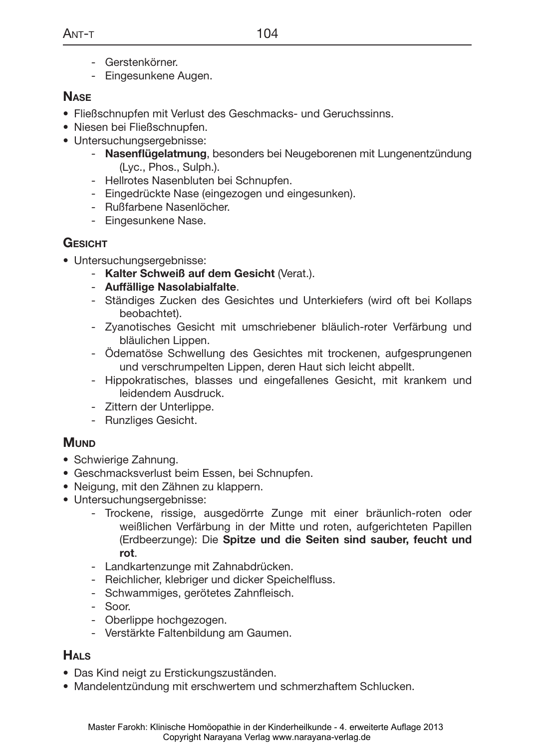- Gerstenkörner.
- Eingesunkene Augen.

## Nase

- Fließschnupfen mit Verlust des Geschmacks- und Geruchssinns.
- Niesen bei Fließschnupfen.
- Untersuchungsergebnisse:
    - **Nasenflügelatmung**, besonders bei Neugeborenen mit Lungenentzündung (Lyc., Phos., Sulph.).
    - Hellrotes Nasenbluten bei Schnupfen.
    - Eingedrückte Nase (eingezogen und eingesunken).
    - Rußfarbene Nasenlöcher.
    - Eingesunkene Nase.

## Gesicht

- Untersuchungsergebnisse:
    - **Kalter Schweiß auf dem Gesicht** (Verat.).
    - **Auffällige Nasolabialfalte**.
    - Ständiges Zucken des Gesichtes und Unterkiefers (wird oft bei Kollaps beobachtet).
    - Zyanotisches Gesicht mit umschriebener bläulich-roter Verfärbung und bläulichen Lippen.
    - Ödematöse Schwellung des Gesichtes mit trockenen, aufgesprungenen und verschrumpelten Lippen, deren Haut sich leicht abpellt.
    - Hippokratisches, blasses und eingefallenes Gesicht, mit krankem und leidendem Ausdruck.
    - Zittern der Unterlippe.
    - Runzliges Gesicht.

## Mund

- Schwierige Zahnung.
- Geschmacksverlust beim Essen, bei Schnupfen.
- Neigung, mit den Zähnen zu klappern.
- Untersuchungsergebnisse:
    - Trockene, rissige, ausgedörrte Zunge mit einer bräunlich-roten oder weißlichen Verfärbung in der Mitte und roten, aufgerichteten Papillen (Erdbeerzunge): Die **Spitze und die Seiten sind sauber, feucht und rot**.
    - Landkartenzunge mit Zahnabdrücken.
    - Reichlicher, klebriger und dicker Speichelfluss.
    - Schwammiges, gerötetes Zahnfleisch.
    - Soor.
    - Oberlippe hochgezogen.
    - Verstärkte Faltenbildung am Gaumen.

## Hals

- Das Kind neigt zu Erstickungszuständen.
- Mandelentzündung mit erschwertem und schmerzhaftem Schlucken.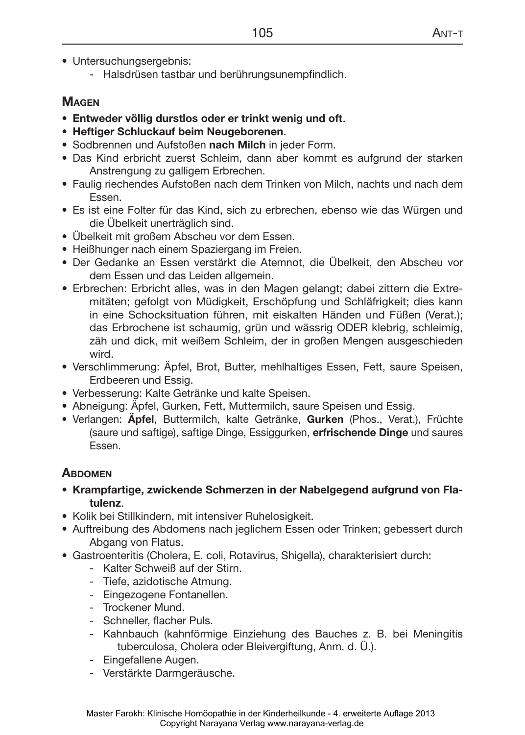- Untersuchungsergebnis:
  - Halsdrüsen tastbar und berührungsunempfindlich.

## Magen

- **Entweder völlig durstlos oder er trinkt wenig und oft**.
- **Heftiger Schluckauf beim Neugeborenen**.
- Sodbrennen und Aufstoßen **nach Milch** in jeder Form.
- Das Kind erbricht zuerst Schleim, dann aber kommt es aufgrund der starken Anstrengung zu galligem Erbrechen.
- Faulig riechendes Aufstoßen nach dem Trinken von Milch, nachts und nach dem Essen.
- Es ist eine Folter für das Kind, sich zu erbrechen, ebenso wie das Würgen und die Übelkeit unerträglich sind.
- Übelkeit mit großem Abscheu vor dem Essen.
- Heißhunger nach einem Spaziergang im Freien.
- Der Gedanke an Essen verstärkt die Atemnot, die Übelkeit, den Abscheu vor dem Essen und das Leiden allgemein.
- Erbrechen: Erbricht alles, was in den Magen gelangt; dabei zittern die Extremitäten; gefolgt von Müdigkeit, Erschöpfung und Schläfrigkeit; dies kann in eine Schocksituation führen, mit eiskalten Händen und Füßen (Verat.); das Erbrochene ist schaumig, grün und wässrig ODER klebrig, schleimig, zäh und dick, mit weißem Schleim, der in großen Mengen ausgeschieden wird.
- Verschlimmerung: Äpfel, Brot, Butter, mehlhaltiges Essen, Fett, saure Speisen, Erdbeeren und Essig.
- Verbesserung: Kalte Getränke und kalte Speisen.
- Abneigung: Äpfel, Gurken, Fett, Muttermilch, saure Speisen und Essig.
- Verlangen: **Äpfel**, Buttermilch, kalte Getränke, **Gurken** (Phos., Verat.), Früchte (saure und saftige), saftige Dinge, Essiggurken, **erfrischende Dinge** und saures Essen.

## Abdomen

- **Krampfartige, zwickende Schmerzen in der Nabelgegend aufgrund von Flatulenz**.
- Kolik bei Stillkindern, mit intensiver Ruhelosigkeit.
- Auftreibung des Abdomens nach jeglichem Essen oder Trinken; gebessert durch Abgang von Flatus.
- Gastroenteritis (Cholera, E. coli, Rotavirus, Shigella), charakterisiert durch:
  - Kalter Schweiß auf der Stirn.
  - Tiefe, azidotische Atmung.
  - Eingezogene Fontanellen.
  - Trockener Mund.
  - Schneller, flacher Puls.
  - Kahnbauch (kahnförmige Einziehung des Bauches z. B. bei Meningitis tuberculosa, Cholera oder Bleivergiftung, Anm. d. Ü.).
  - Eingefallene Augen.
  - Verstärkte Darmgeräusche.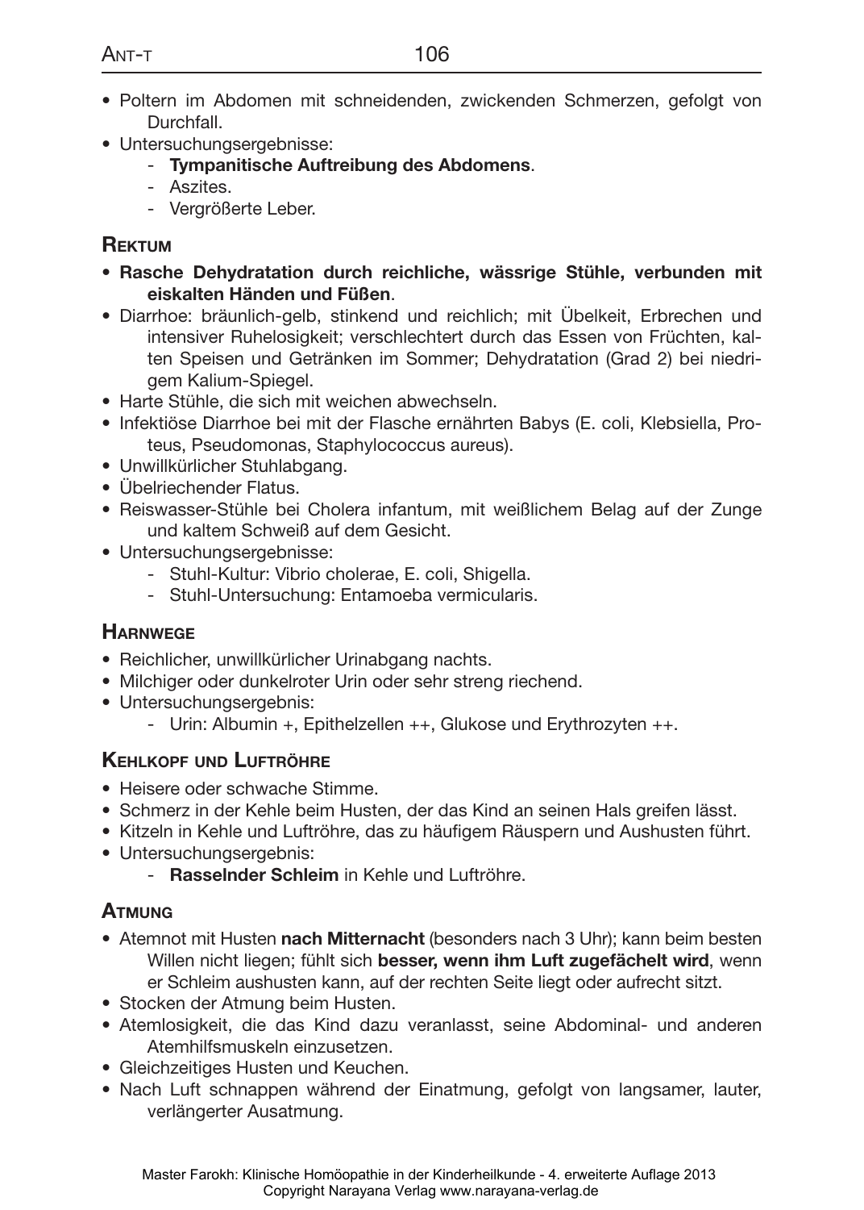- Poltern im Abdomen mit schneidenden, zwickenden Schmerzen, gefolgt von Durchfall.
- Untersuchungsergebnisse:
  - **Tympanitische Auftreibung des Abdomens**.
  - Aszites.
  - Vergrößerte Leber.

## Rektum

- **Rasche Dehydratation durch reichliche, wässrige Stühle, verbunden mit eiskalten Händen und Füßen**.
- Diarrhoe: bräunlich-gelb, stinkend und reichlich; mit Übelkeit, Erbrechen und intensiver Ruhelosigkeit; verschlechtert durch das Essen von Früchten, kalten Speisen und Getränken im Sommer; Dehydratation (Grad 2) bei niedrigem Kalium-Spiegel.
- Harte Stühle, die sich mit weichen abwechseln.
- Infektiöse Diarrhoe bei mit der Flasche ernährten Babys (E. coli, Klebsiella, Proteus, Pseudomonas, Staphylococcus aureus).
- Unwillkürlicher Stuhlabgang.
- Übelriechender Flatus.
- Reiswasser-Stühle bei Cholera infantum, mit weißlichem Belag auf der Zunge und kaltem Schweiß auf dem Gesicht.
- Untersuchungsergebnisse:
  - Stuhl-Kultur: Vibrio cholerae, E. coli, Shigella.
  - Stuhl-Untersuchung: Entamoeba vermicularis.

## Harnwege

- Reichlicher, unwillkürlicher Urinabgang nachts.
- Milchiger oder dunkelroter Urin oder sehr streng riechend.
- Untersuchungsergebnis:
  - Urin: Albumin +, Epithelzellen ++, Glukose und Erythrozyten ++.

## Kehlkopf und Luftröhre

- Heisere oder schwache Stimme.
- Schmerz in der Kehle beim Husten, der das Kind an seinen Hals greifen lässt.
- Kitzeln in Kehle und Luftröhre, das zu häufigem Räuspern und Aushusten führt.
- Untersuchungsergebnis:
  - **Rasselnder Schleim** in Kehle und Luftröhre.

## Atmung

- Atemnot mit Husten **nach Mitternacht** (besonders nach 3 Uhr); kann beim besten Willen nicht liegen; fühlt sich **besser, wenn ihm Luft zugefächelt wird**, wenn er Schleim aushusten kann, auf der rechten Seite liegt oder aufrecht sitzt.
- Stocken der Atmung beim Husten.
- Atemlosigkeit, die das Kind dazu veranlasst, seine Abdominal- und anderen Atemhilfsmuskeln einzusetzen.
- Gleichzeitiges Husten und Keuchen.
- Nach Luft schnappen während der Einatmung, gefolgt von langsamer, lauter, verlängerter Ausatmung.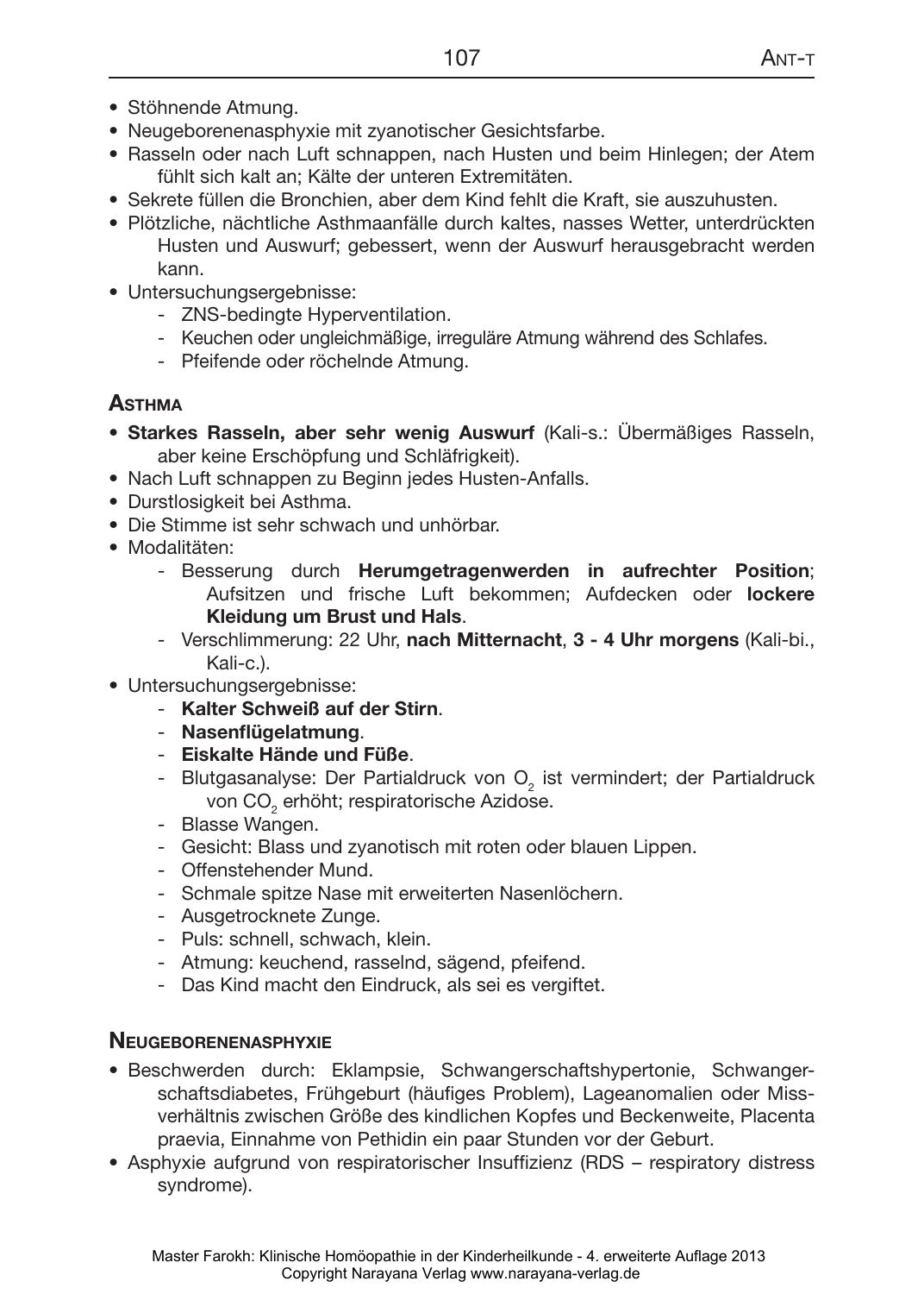- Stöhnende Atmung.
- Neugeborenenasphyxie mit zyanotischer Gesichtsfarbe.
- Rasseln oder nach Luft schnappen, nach Husten und beim Hinlegen; der Atem fühlt sich kalt an; Kälte der unteren Extremitäten.
- Sekrete füllen die Bronchien, aber dem Kind fehlt die Kraft, sie auszuhusten.
- Plötzliche, nächtliche Asthmaanfälle durch kaltes, nasses Wetter, unterdrückten Husten und Auswurf; gebessert, wenn der Auswurf herausgebracht werden kann.
- Untersuchungsergebnisse:
  - ZNS-bedingte Hyperventilation.
  - Keuchen oder ungleichmäßige, irreguläre Atmung während des Schlafes.
  - Pfeifende oder röchelnde Atmung.

### Asthma

- **Starkes Rasseln, aber sehr wenig Auswurf** (Kali-s.: Übermäßiges Rasseln, aber keine Erschöpfung und Schläfrigkeit).
- Nach Luft schnappen zu Beginn jedes Husten-Anfalls.
- Durstlosigkeit bei Asthma.
- Die Stimme ist sehr schwach und unhörbar.
- Modalitäten:
  - Besserung durch **Herumgetragenwerden in aufrechter Position**; Aufsitzen und frische Luft bekommen; Aufdecken oder **lockere Kleidung um Brust und Hals**.
  - Verschlimmerung: 22 Uhr, **nach Mitternacht**, **3 - 4 Uhr morgens** (Kali-bi., Kali-c.).
- Untersuchungsergebnisse:
  - **Kalter Schweiß auf der Stirn**.
  - **Nasenflügelatmung**.
  - **Eiskalte Hände und Füße**.
  - Blutgasanalyse: Der Partialdruck von $O_2$ ist vermindert; der Partialdruck von $CO_2$ erhöht; respiratorische Azidose.
  - Blasse Wangen.
  - Gesicht: Blass und zyanotisch mit roten oder blauen Lippen.
  - Offenstehender Mund.
  - Schmale spitze Nase mit erweiterten Nasenlöchern.
  - Ausgetrocknete Zunge.
  - Puls: schnell, schwach, klein.
  - Atmung: keuchend, rasselnd, sägend, pfeifend.
  - Das Kind macht den Eindruck, als sei es vergiftet.

### Neugeborenenasphyxie

- Beschwerden durch: Eklampsie, Schwangerschaftshypertonie, Schwangerschaftsdiabetes, Frühgeburt (häufiges Problem), Lageanomalien oder Missverhältnis zwischen Größe des kindlichen Kopfes und Beckenweite, Placenta praevia, Einnahme von Pethidin ein paar Stunden vor der Geburt.
- Asphyxie aufgrund von respiratorischer Insuffizienz (RDS – respiratory distress syndrome).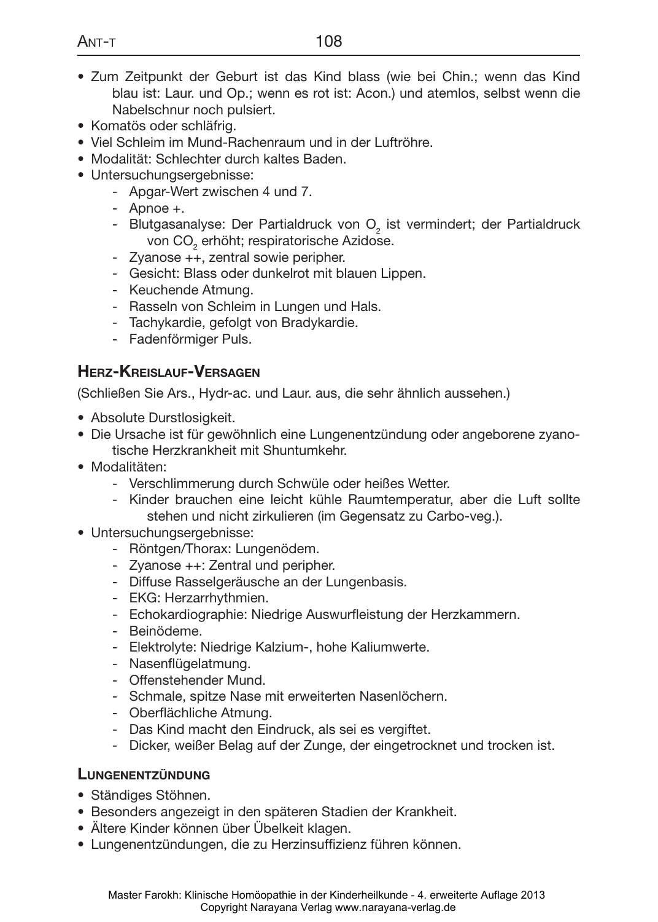- Zum Zeitpunkt der Geburt ist das Kind blass (wie bei Chin.; wenn das Kind blau ist: Laur. und Op.; wenn es rot ist: Acon.) und atemlos, selbst wenn die Nabelschnur noch pulsiert.
- Komatös oder schläfrig.
- Viel Schleim im Mund-Rachenraum und in der Luftröhre.
- Modalität: Schlechter durch kaltes Baden.
- Untersuchungsergebnisse:
  - Apgar-Wert zwischen 4 und 7.
  - Apnoe +.
  - Blutgasanalyse: Der Partialdruck von $O_2$ ist vermindert; der Partialdruck von $CO_2$ erhöht; respiratorische Azidose.
  - Zyanose ++, zentral sowie peripher.
  - Gesicht: Blass oder dunkelrot mit blauen Lippen.
  - Keuchende Atmung.
  - Rasseln von Schleim in Lungen und Hals.
  - Tachykardie, gefolgt von Bradykardie.
  - Fadenförmiger Puls.

### Herz-Kreislauf-Versagen

(Schließen Sie Ars., Hydr-ac. und Laur. aus, die sehr ähnlich aussehen.)

- Absolute Durstlosigkeit.
- Die Ursache ist für gewöhnlich eine Lungenentzündung oder angeborene zyanotische Herzkrankheit mit Shuntumkehr.
- Modalitäten:
  - Verschlimmerung durch Schwüle oder heißes Wetter.
  - Kinder brauchen eine leicht kühle Raumtemperatur, aber die Luft sollte stehen und nicht zirkulieren (im Gegensatz zu Carbo-veg.).
- Untersuchungsergebnisse:
  - Röntgen/Thorax: Lungenödem.
  - Zyanose ++: Zentral und peripher.
  - Diffuse Rasselgeräusche an der Lungenbasis.
  - EKG: Herzarrhythmien.
  - Echokardiographie: Niedrige Auswurfleistung der Herzkammern.
  - Beinödeme.
  - Elektrolyte: Niedrige Kalzium-, hohe Kaliumwerte.
  - Nasenflügelatmung.
  - Offenstehender Mund.
  - Schmale, spitze Nase mit erweiterten Nasenlöchern.
  - Oberflächliche Atmung.
  - Das Kind macht den Eindruck, als sei es vergiftet.
  - Dicker, weißer Belag auf der Zunge, der eingetrocknet und trocken ist.

### Lungenentzündung

- Ständiges Stöhnen.
- Besonders angezeigt in den späteren Stadien der Krankheit.
- Ältere Kinder können über Übelkeit klagen.
- Lungenentzündungen, die zu Herzinsuffizienz führen können.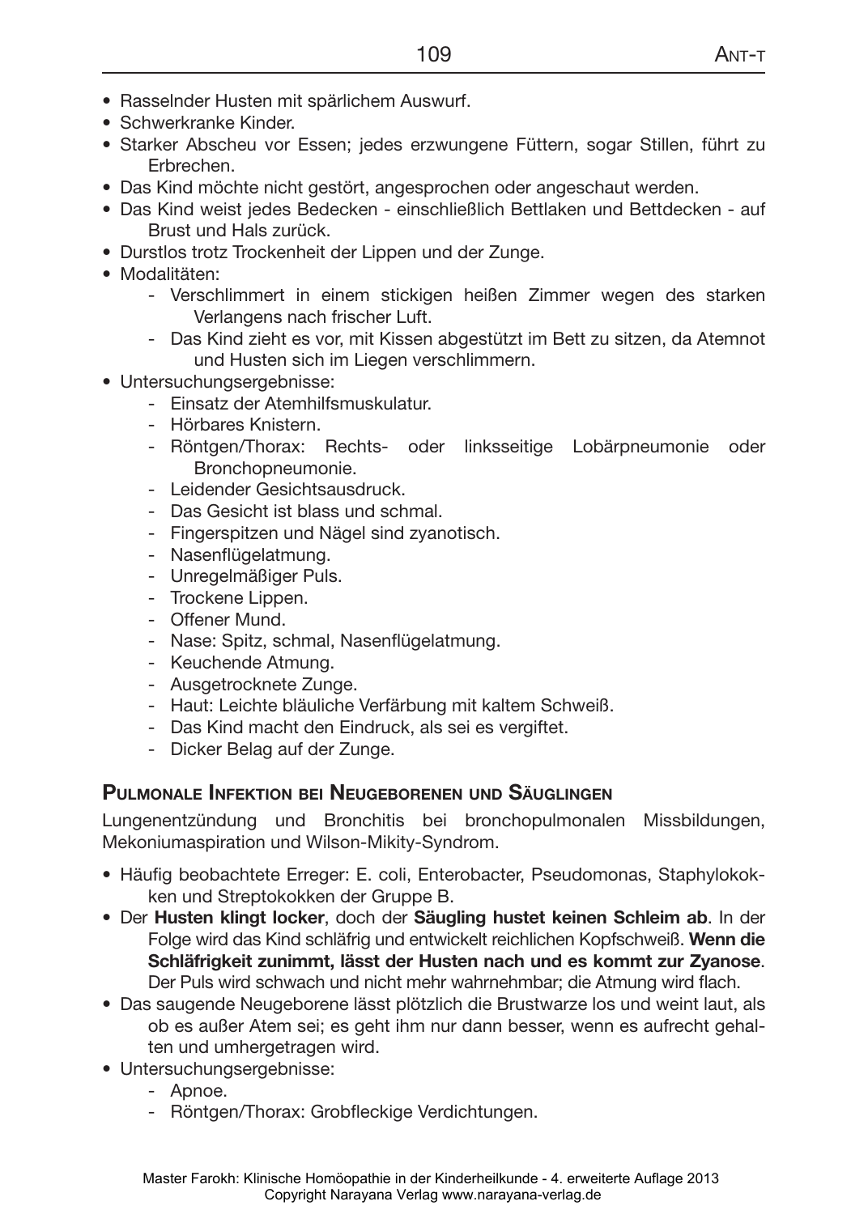- Rasselnder Husten mit spärlichem Auswurf.
- Schwerkranke Kinder.
- Starker Abscheu vor Essen; jedes erzwungene Füttern, sogar Stillen, führt zu Erbrechen.
- Das Kind möchte nicht gestört, angesprochen oder angeschaut werden.
- Das Kind weist jedes Bedecken - einschließlich Bettlaken und Bettdecken - auf Brust und Hals zurück.
- Durstlos trotz Trockenheit der Lippen und der Zunge.
- Modalitäten:
  - Verschlimmert in einem stickigen heißen Zimmer wegen des starken Verlangens nach frischer Luft.
  - Das Kind zieht es vor, mit Kissen abgestützt im Bett zu sitzen, da Atemnot und Husten sich im Liegen verschlimmern.
- Untersuchungsergebnisse:
  - Einsatz der Atemhilfsmuskulatur.
  - Hörbares Knistern.
  - Röntgen/Thorax: Rechts- oder linksseitige Lobärpneumonie oder Bronchopneumonie.
  - Leidender Gesichtsausdruck.
  - Das Gesicht ist blass und schmal.
  - Fingerspitzen und Nägel sind zyanotisch.
  - Nasenflügelatmung.
  - Unregelmäßiger Puls.
  - Trockene Lippen.
  - Offener Mund.
  - Nase: Spitz, schmal, Nasenflügelatmung.
  - Keuchende Atmung.
  - Ausgetrocknete Zunge.
  - Haut: Leichte bläuliche Verfärbung mit kaltem Schweiß.
  - Das Kind macht den Eindruck, als sei es vergiftet.
  - Dicker Belag auf der Zunge.

### Pulmonale Infektion bei Neugeborenen und Säuglingen

Lungenentzündung und Bronchitis bei bronchopulmonalen Missbildungen, Mekoniumaspiration und Wilson-Mikity-Syndrom.

- Häufig beobachtete Erreger: E. coli, Enterobacter, Pseudomonas, Staphylokokken und Streptokokken der Gruppe B.
- Der **Husten klingt locker**, doch der **Säugling hustet keinen Schleim ab**. In der Folge wird das Kind schläfrig und entwickelt reichlichen Kopfschweiß. **Wenn die Schläfrigkeit zunimmt, lässt der Husten nach und es kommt zur Zyanose**. Der Puls wird schwach und nicht mehr wahrnehmbar; die Atmung wird flach.
- Das saugende Neugeborene lässt plötzlich die Brustwarze los und weint laut, als ob es außer Atem sei; es geht ihm nur dann besser, wenn es aufrecht gehalten und umhergetragen wird.
- Untersuchungsergebnisse:
  - Apnoe.
  - Röntgen/Thorax: Grobfleckige Verdichtungen.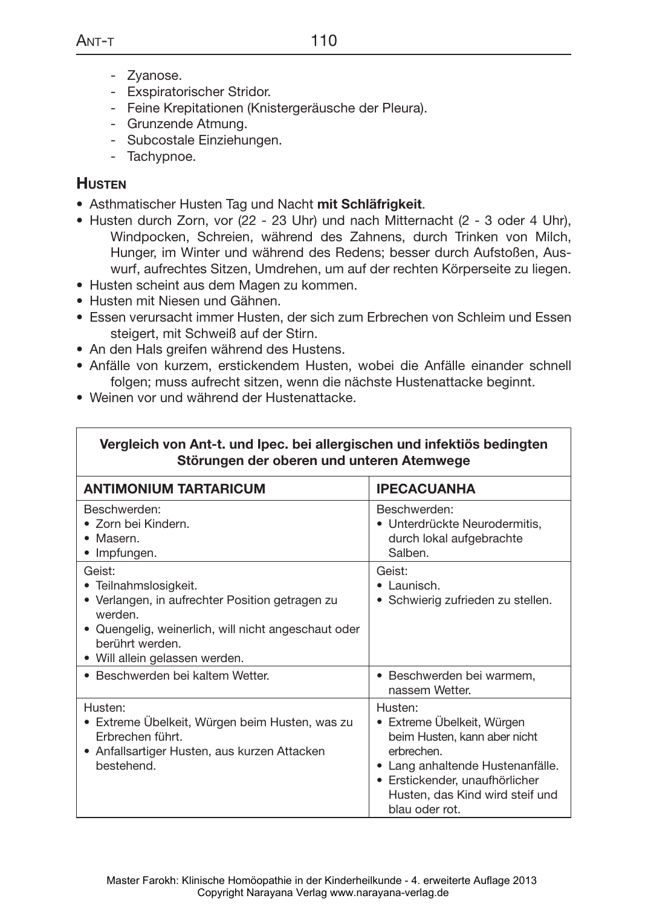- Zyanose.
- Exspiratorischer Stridor.
- Feine Krepitationen (Knistergeräusche der Pleura).
- Grunzende Atmung.
- Subcostale Einziehungen.
- Tachypnoe.

### Husten

- Asthmatischer Husten Tag und Nacht **mit Schläfrigkeit**.
- Husten durch Zorn, vor (22 - 23 Uhr) und nach Mitternacht (2 - 3 oder 4 Uhr), Windpocken, Schreien, während des Zahnens, durch Trinken von Milch, Hunger, im Winter und während des Redens; besser durch Aufstoßen, Auswurf, aufrechtes Sitzen, Umdrehen, um auf der rechten Körperseite zu liegen.
- Husten scheint aus dem Magen zu kommen.
- Husten mit Niesen und Gähnen.
- Essen verursacht immer Husten, der sich zum Erbrechen von Schleim und Essen steigert, mit Schweiß auf der Stirn.
- An den Hals greifen während des Hustens.
- Anfälle von kurzem, erstickendem Husten, wobei die Anfälle einander schnell folgen; muss aufrecht sitzen, wenn die nächste Hustenattacke beginnt.
- Weinen vor und während der Hustenattacke.

**Vergleich von Ant-t. und Ipec. bei allergischen und infektiös bedingten Störungen der oberen und unteren Atemwege**

| ANTIMONIUM TARTARICUM | IPECACUANHA |
|---|---|
| Beschwerden:<br>• Zorn bei Kindern.<br>• Masern.<br>• Impfungen. | Beschwerden:<br>• Unterdrückte Neurodermitis, durch lokal aufgebrachte Salben. |
| Geist:<br>• Teilnahmslosigkeit.<br>• Verlangen, in aufrechter Position getragen zu werden.<br>• Quengelig, weinerlich, will nicht angeschaut oder berührt werden.<br>• Will allein gelassen werden. | Geist:<br>• Launisch.<br>• Schwierig zufrieden zu stellen. |
| • Beschwerden bei kaltem Wetter. | • Beschwerden bei warmem, nassem Wetter. |
| Husten:<br>• Extreme Übelkeit, Würgen beim Husten, was zu Erbrechen führt.<br>• Anfallsartiger Husten, aus kurzen Attacken bestehend. | Husten:<br>• Extreme Übelkeit, Würgen beim Husten, kann aber nicht erbrechen.<br>• Lang anhaltende Hustenanfälle.<br>• Erstickender, unaufhörlicher Husten, das Kind wird steif und blau oder rot. |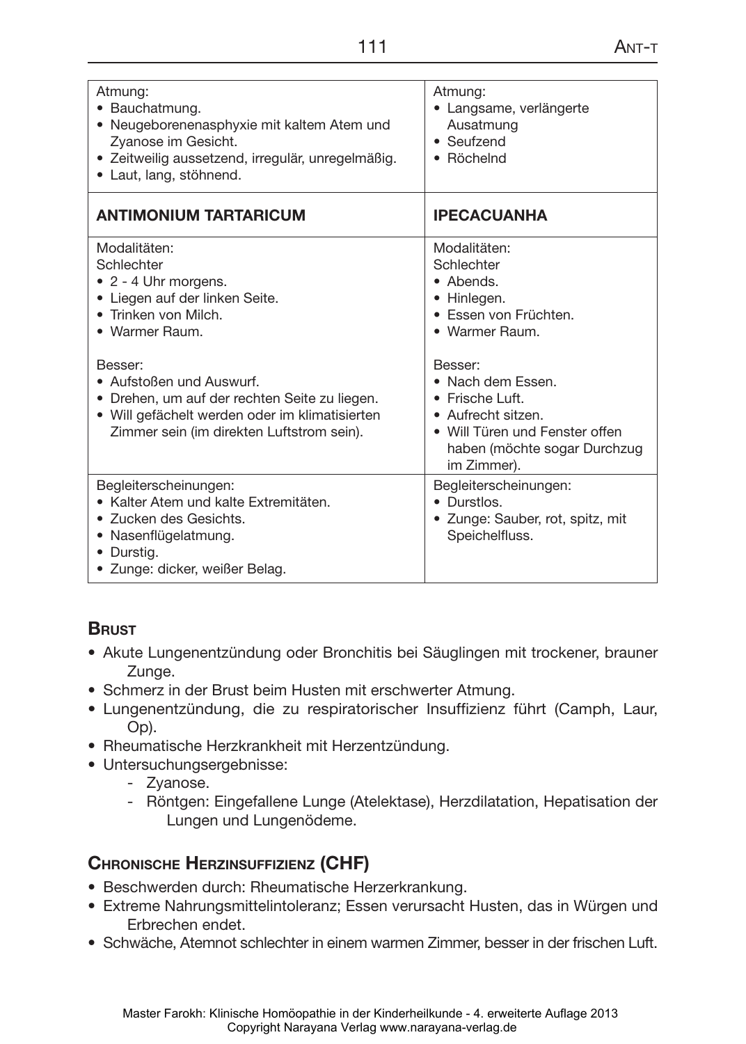| Atmung:<br>• Bauchatmung.<br>• Neugeborenenasphyxie mit kaltem Atem und Zyanose im Gesicht.<br>• Zeitweilig aussetzend, irregulär, unregelmäßig.<br>• Laut, lang, stöhnend. | Atmung:<br>• Langsame, verlängerte Ausatmung<br>• Seufzend<br>• Röchelnd |
|---|---|
| **ANTIMONIUM TARTARICUM** | **IPECACUANHA** |
| Modalitäten:<br>Schlechter<br>• 2 - 4 Uhr morgens.<br>• Liegen auf der linken Seite.<br>• Trinken von Milch.<br>• Warmer Raum.<br><br>Besser:<br>• Aufstoßen und Auswurf.<br>• Drehen, um auf der rechten Seite zu liegen.<br>• Will gefächelt werden oder im klimatisierten Zimmer sein (im direkten Luftstrom sein). | Modalitäten:<br>Schlechter<br>• Abends.<br>• Hinlegen.<br>• Essen von Früchten.<br>• Warmer Raum.<br><br>Besser:<br>• Nach dem Essen.<br>• Frische Luft.<br>• Aufrecht sitzen.<br>• Will Türen und Fenster offen haben (möchte sogar Durchzug im Zimmer). |
| Begleiterscheinungen:<br>• Kalter Atem und kalte Extremitäten.<br>• Zucken des Gesichts.<br>• Nasenflügelatmung.<br>• Durstig.<br>• Zunge: dicker, weißer Belag. | Begleiterscheinungen:<br>• Durstlos.<br>• Zunge: Sauber, rot, spitz, mit Speichelfluss. |

## Brust

- Akute Lungenentzündung oder Bronchitis bei Säuglingen mit trockener, brauner Zunge.
- Schmerz in der Brust beim Husten mit erschwerter Atmung.
- Lungenentzündung, die zu respiratorischer Insuffizienz führt (Camph, Laur, Op).
- Rheumatische Herzkrankheit mit Herzentzündung.
- Untersuchungsergebnisse:
  - Zyanose.
  - Röntgen: Eingefallene Lunge (Atelektase), Herzdilatation, Hepatisation der Lungen und Lungenödeme.

## Chronische Herzinsuffizienz (CHF)

- Beschwerden durch: Rheumatische Herzerkrankung.
- Extreme Nahrungsmittelintoleranz; Essen verursacht Husten, das in Würgen und Erbrechen endet.
- Schwäche, Atemnot schlechter in einem warmen Zimmer, besser in der frischen Luft.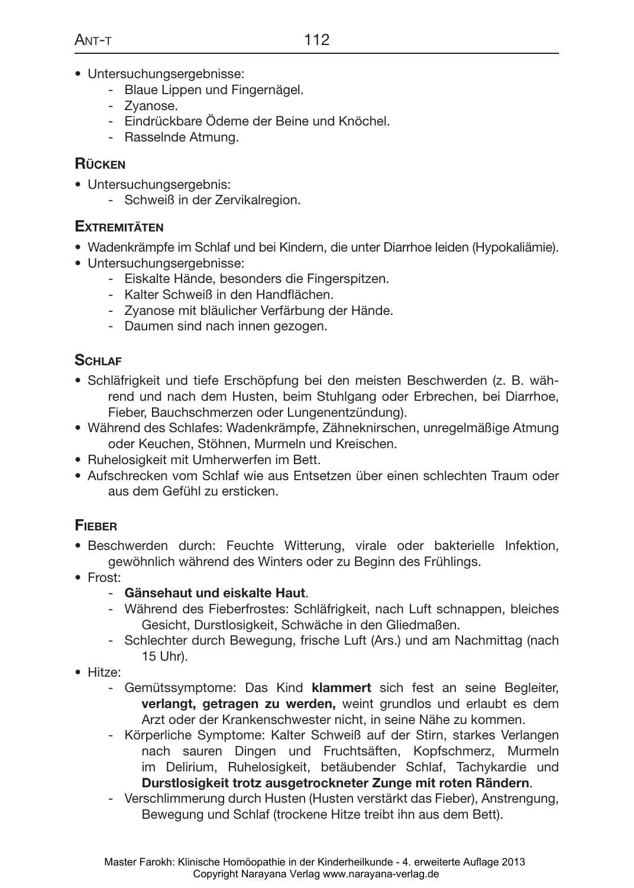- Untersuchungsergebnisse:
    - Blaue Lippen und Fingernägel.
    - Zyanose.
    - Eindrückbare Ödeme der Beine und Knöchel.
    - Rasselnde Atmung.

## Rücken

- Untersuchungsergebnis:
    - Schweiß in der Zervikalregion.

## Extremitäten

- Wadenkrämpfe im Schlaf und bei Kindern, die unter Diarrhoe leiden (Hypokaliämie).
- Untersuchungsergebnisse:
    - Eiskalte Hände, besonders die Fingerspitzen.
    - Kalter Schweiß in den Handflächen.
    - Zyanose mit bläulicher Verfärbung der Hände.
    - Daumen sind nach innen gezogen.

## Schlaf

- Schläfrigkeit und tiefe Erschöpfung bei den meisten Beschwerden (z. B. während und nach dem Husten, beim Stuhlgang oder Erbrechen, bei Diarrhoe, Fieber, Bauchschmerzen oder Lungenentzündung).
- Während des Schlafes: Wadenkrämpfe, Zähneknirschen, unregelmäßige Atmung oder Keuchen, Stöhnen, Murmeln und Kreischen.
- Ruhelosigkeit mit Umherwerfen im Bett.
- Aufschrecken vom Schlaf wie aus Entsetzen über einen schlechten Traum oder aus dem Gefühl zu ersticken.

## Fieber

- Beschwerden durch: Feuchte Witterung, virale oder bakterielle Infektion, gewöhnlich während des Winters oder zu Beginn des Frühlings.
- Frost:
    - **Gänsehaut und eiskalte Haut**.
    - Während des Fieberfrostes: Schläfrigkeit, nach Luft schnappen, bleiches Gesicht, Durstlosigkeit, Schwäche in den Gliedmaßen.
    - Schlechter durch Bewegung, frische Luft (Ars.) und am Nachmittag (nach 15 Uhr).
- Hitze:
    - Gemütssymptome: Das Kind **klammert** sich fest an seine Begleiter, **verlangt, getragen zu werden,** weint grundlos und erlaubt es dem Arzt oder der Krankenschwester nicht, in seine Nähe zu kommen.
    - Körperliche Symptome: Kalter Schweiß auf der Stirn, starkes Verlangen nach sauren Dingen und Fruchtsäften, Kopfschmerz, Murmeln im Delirium, Ruhelosigkeit, betäubender Schlaf, Tachykardie und **Durstlosigkeit trotz ausgetrockneter Zunge mit roten Rändern**.
    - Verschlimmerung durch Husten (Husten verstärkt das Fieber), Anstrengung, Bewegung und Schlaf (trockene Hitze treibt ihn aus dem Bett).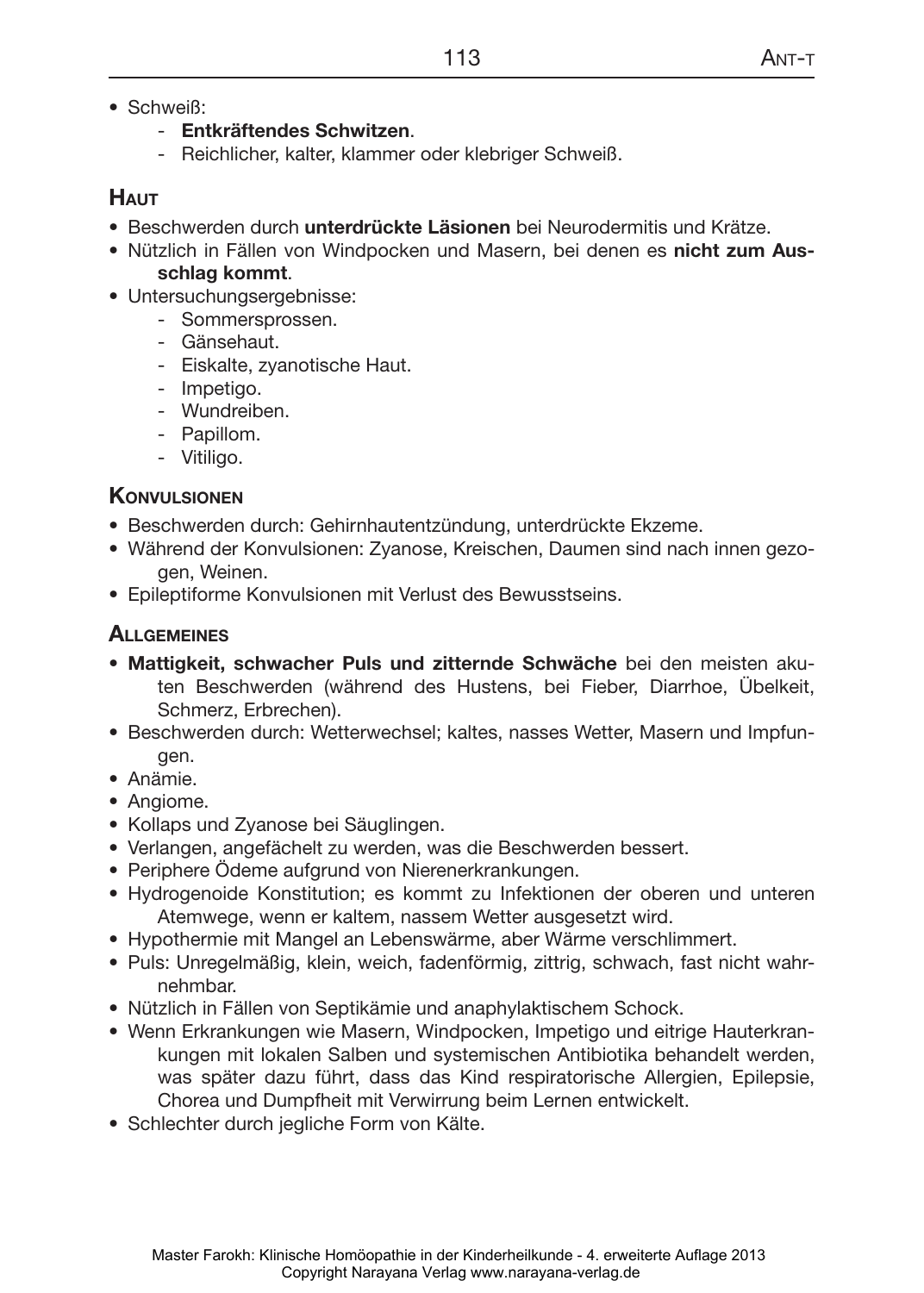- Schweiß:
  - **Entkräftendes Schwitzen**.
  - Reichlicher, kalter, klammer oder klebriger Schweiß.

### Haut

- Beschwerden durch **unterdrückte Läsionen** bei Neurodermitis und Krätze.
- Nützlich in Fällen von Windpocken und Masern, bei denen es **nicht zum Ausschlag kommt**.
- Untersuchungsergebnisse:
  - Sommersprossen.
  - Gänsehaut.
  - Eiskalte, zyanotische Haut.
  - Impetigo.
  - Wundreiben.
  - Papillom.
  - Vitiligo.

### Konvulsionen

- Beschwerden durch: Gehirnhautentzündung, unterdrückte Ekzeme.
- Während der Konvulsionen: Zyanose, Kreischen, Daumen sind nach innen gezogen, Weinen.
- Epileptiforme Konvulsionen mit Verlust des Bewusstseins.

### Allgemeines

- **Mattigkeit, schwacher Puls und zitternde Schwäche** bei den meisten akuten Beschwerden (während des Hustens, bei Fieber, Diarrhoe, Übelkeit, Schmerz, Erbrechen).
- Beschwerden durch: Wetterwechsel; kaltes, nasses Wetter, Masern und Impfungen.
- Anämie.
- Angiome.
- Kollaps und Zyanose bei Säuglingen.
- Verlangen, angefächelt zu werden, was die Beschwerden bessert.
- Periphere Ödeme aufgrund von Nierenerkrankungen.
- Hydrogenoide Konstitution; es kommt zu Infektionen der oberen und unteren Atemwege, wenn er kaltem, nassem Wetter ausgesetzt wird.
- Hypothermie mit Mangel an Lebenswärme, aber Wärme verschlimmert.
- Puls: Unregelmäßig, klein, weich, fadenförmig, zittrig, schwach, fast nicht wahrnehmbar.
- Nützlich in Fällen von Septikämie und anaphylaktischem Schock.
- Wenn Erkrankungen wie Masern, Windpocken, Impetigo und eitrige Hauterkrankungen mit lokalen Salben und systemischen Antibiotika behandelt werden, was später dazu führt, dass das Kind respiratorische Allergien, Epilepsie, Chorea und Dumpfheit mit Verwirrung beim Lernen entwickelt.
- Schlechter durch jegliche Form von Kälte.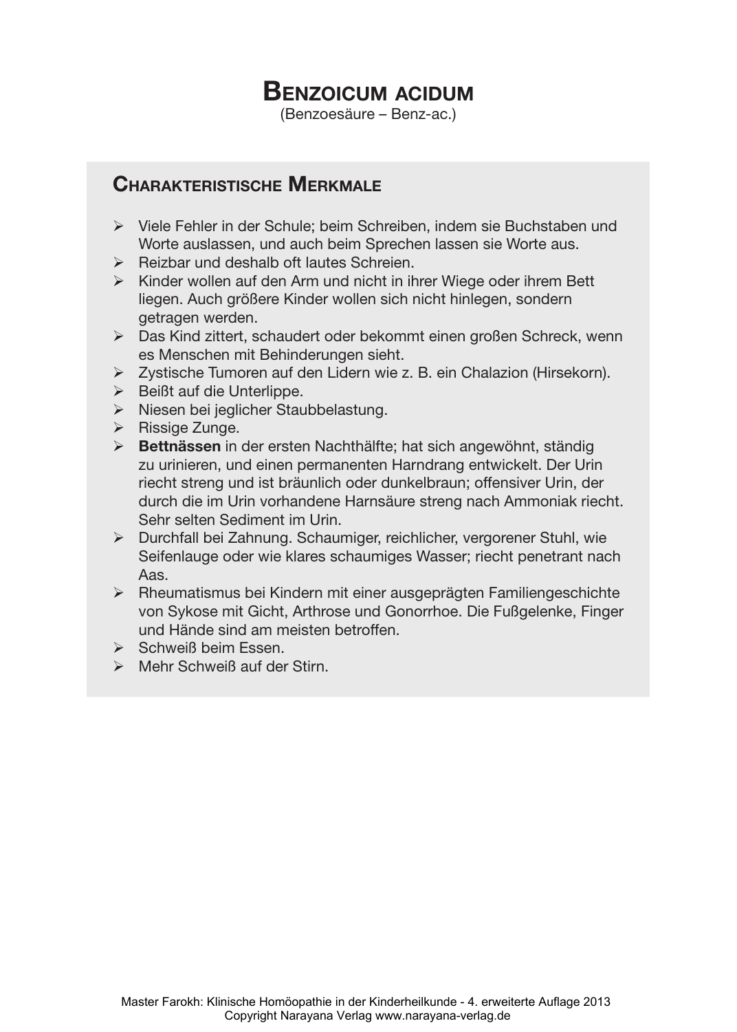# Benzoicum acidum

(Benzoesäure – Benz-ac.)

## Charakteristische Merkmale

- Viele Fehler in der Schule; beim Schreiben, indem sie Buchstaben und Worte auslassen, und auch beim Sprechen lassen sie Worte aus.
- Reizbar und deshalb oft lautes Schreien.
- Kinder wollen auf den Arm und nicht in ihrer Wiege oder ihrem Bett liegen. Auch größere Kinder wollen sich nicht hinlegen, sondern getragen werden.
- Das Kind zittert, schaudert oder bekommt einen großen Schreck, wenn es Menschen mit Behinderungen sieht.
- Zystische Tumoren auf den Lidern wie z. B. ein Chalazion (Hirsekorn).
- Beißt auf die Unterlippe.
- Niesen bei jeglicher Staubbelastung.
- Rissige Zunge.
- **Bettnässen** in der ersten Nachthälfte; hat sich angewöhnt, ständig zu urinieren, und einen permanenten Harndrang entwickelt. Der Urin riecht streng und ist bräunlich oder dunkelbraun; offensiver Urin, der durch die im Urin vorhandene Harnsäure streng nach Ammoniak riecht. Sehr selten Sediment im Urin.
- Durchfall bei Zahnung. Schaumiger, reichlicher, vergorener Stuhl, wie Seifenlauge oder wie klares schaumiges Wasser; riecht penetrant nach Aas.
- Rheumatismus bei Kindern mit einer ausgeprägten Familiengeschichte von Sykose mit Gicht, Arthrose und Gonorrhoe. Die Fußgelenke, Finger und Hände sind am meisten betroffen.
- Schweiß beim Essen.
- Mehr Schweiß auf der Stirn.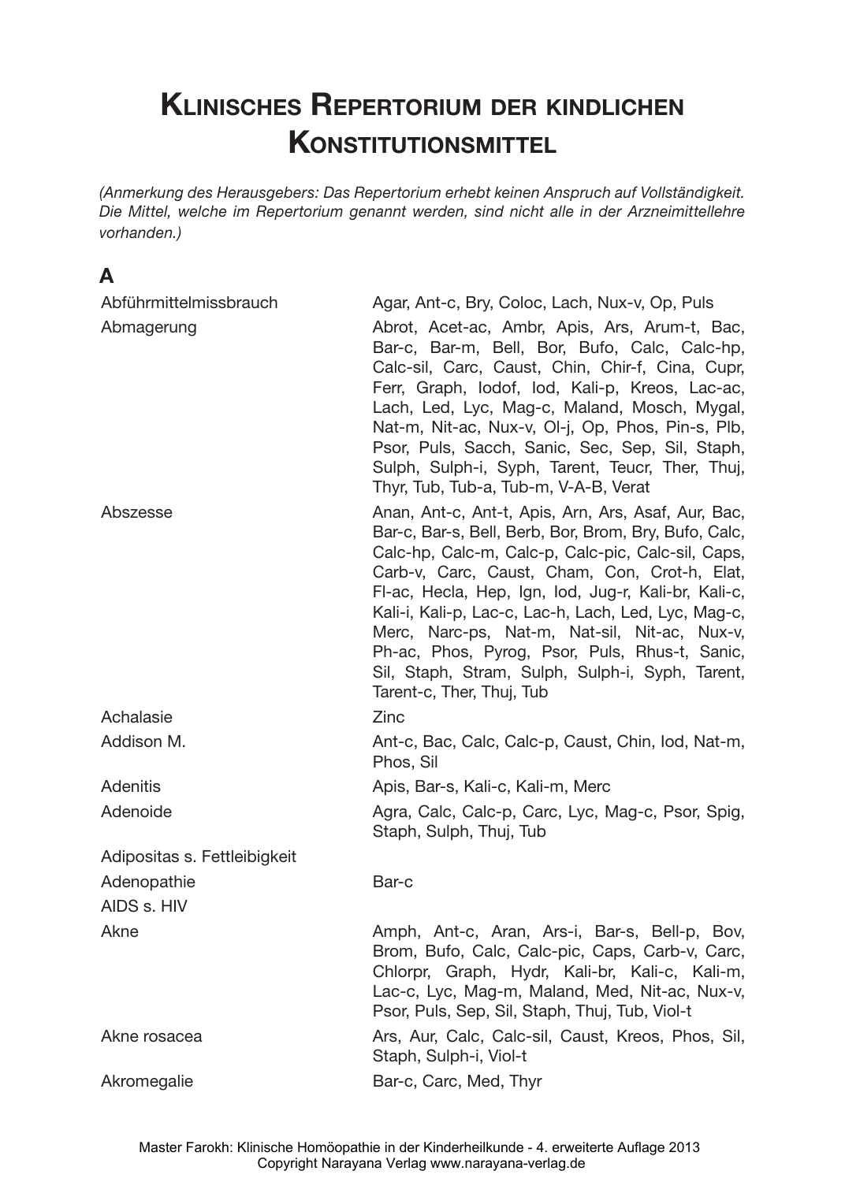# Klinisches Repertorium der kindlichen Konstitutionsmittel

*(Anmerkung des Herausgebers: Das Repertorium erhebt keinen Anspruch auf Vollständigkeit. Die Mittel, welche im Repertorium genannt werden, sind nicht alle in der Arzneimittellehre vorhanden.)*

## A

| | |
|---|---|
| Abführmittelmissbrauch | Agar, Ant-c, Bry, Coloc, Lach, Nux-v, Op, Puls |
| Abmagerung | Abrot, Acet-ac, Ambr, Apis, Ars, Arum-t, Bac, Bar-c, Bar-m, Bell, Bor, Bufo, Calc, Calc-hp, Calc-sil, Carc, Caust, Chin, Chir-f, Cina, Cupr, Ferr, Graph, Iodof, Iod, Kali-p, Kreos, Lac-ac, Lach, Led, Lyc, Mag-c, Maland, Mosch, Mygal, Nat-m, Nit-ac, Nux-v, Ol-j, Op, Phos, Pin-s, Plb, Psor, Puls, Sacch, Sanic, Sec, Sep, Sil, Staph, Sulph, Sulph-i, Syph, Tarent, Teucr, Ther, Thuj, Thyr, Tub, Tub-a, Tub-m, V-A-B, Verat |
| Abszesse | Anan, Ant-c, Ant-t, Apis, Arn, Ars, Asaf, Aur, Bac, Bar-c, Bar-s, Bell, Berb, Bor, Brom, Bry, Bufo, Calc, Calc-hp, Calc-m, Calc-p, Calc-pic, Calc-sil, Caps, Carb-v, Carc, Caust, Cham, Con, Crot-h, Elat, Fl-ac, Hecla, Hep, Ign, Iod, Jug-r, Kali-br, Kali-c, Kali-i, Kali-p, Lac-c, Lac-h, Lach, Led, Lyc, Mag-c, Merc, Narc-ps, Nat-m, Nat-sil, Nit-ac, Nux-v, Ph-ac, Phos, Pyrog, Psor, Puls, Rhus-t, Sanic, Sil, Staph, Stram, Sulph, Sulph-i, Syph, Tarent, Tarent-c, Ther, Thuj, Tub |
| Achalasie | Zinc |
| Addison M. | Ant-c, Bac, Calc, Calc-p, Caust, Chin, Iod, Nat-m, Phos, Sil |
| Adenitis | Apis, Bar-s, Kali-c, Kali-m, Merc |
| Adenoide | Agra, Calc, Calc-p, Carc, Lyc, Mag-c, Psor, Spig, Staph, Sulph, Thuj, Tub |
| Adipositas s. Fettleibigkeit | |
| Adenopathie | Bar-c |
| AIDS s. HIV | |
| Akne | Amph, Ant-c, Aran, Ars-i, Bar-s, Bell-p, Bov, Brom, Bufo, Calc, Calc-pic, Caps, Carb-v, Carc, Chlorpr, Graph, Hydr, Kali-br, Kali-c, Kali-m, Lac-c, Lyc, Mag-m, Maland, Med, Nit-ac, Nux-v, Psor, Puls, Sep, Sil, Staph, Thuj, Tub, Viol-t |
| Akne rosacea | Ars, Aur, Calc, Calc-sil, Caust, Kreos, Phos, Sil, Staph, Sulph-i, Viol-t |
| Akromegalie | Bar-c, Carc, Med, Thyr |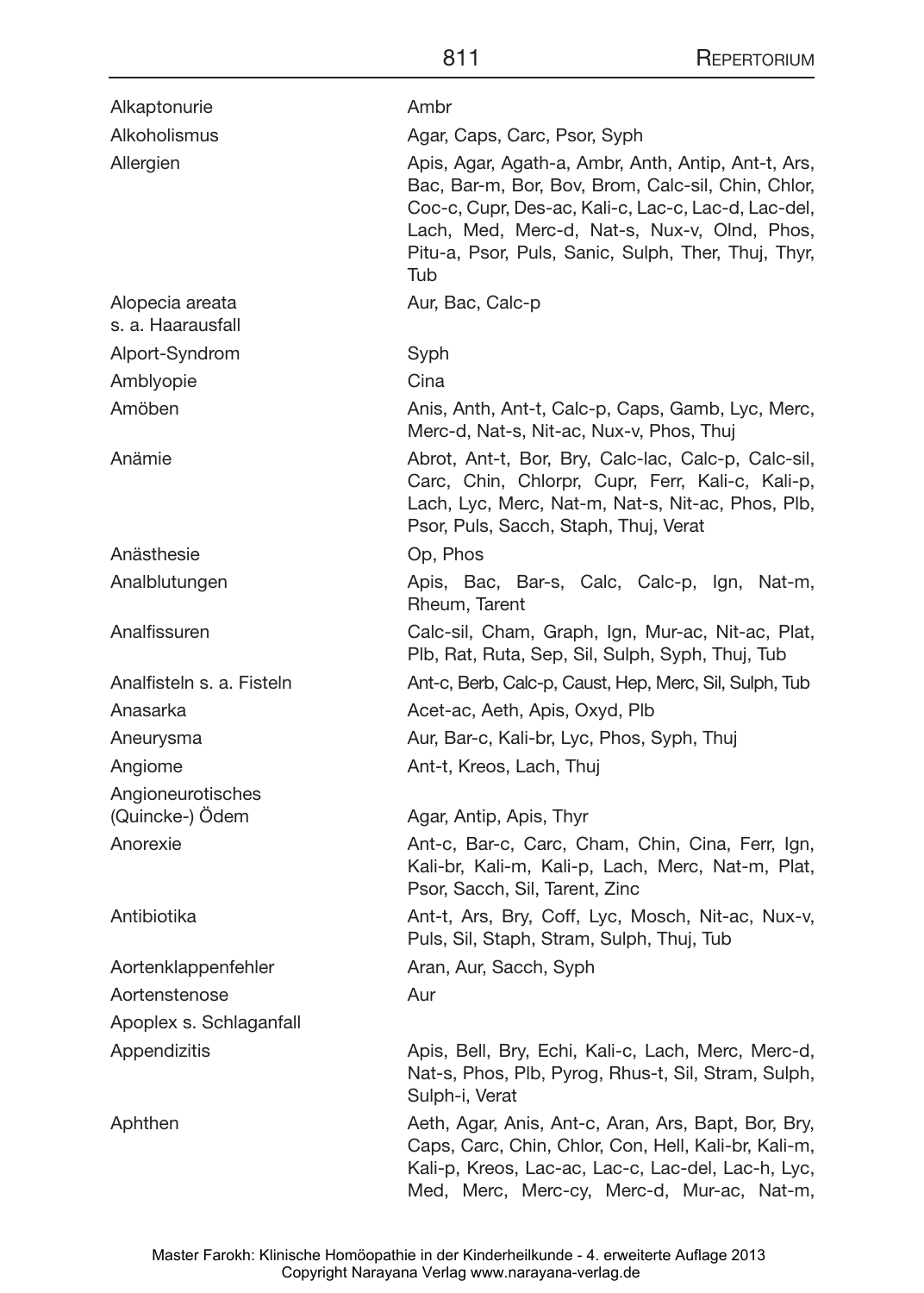| | |
|---|---|
| Alkaptonurie | Ambr |
| Alkoholismus | Agar, Caps, Carc, Psor, Syph |
| Allergien | Apis, Agar, Agath-a, Ambr, Anth, Antip, Ant-t, Ars, Bac, Bar-m, Bor, Bov, Brom, Calc-sil, Chin, Chlor, Coc-c, Cupr, Des-ac, Kali-c, Lac-c, Lac-d, Lac-del, Lach, Med, Merc-d, Nat-s, Nux-v, Olnd, Phos, Pitu-a, Psor, Puls, Sanic, Sulph, Ther, Thuj, Thyr, Tub |
| Alopecia areata s. a. Haarausfall | Aur, Bac, Calc-p |
| Alport-Syndrom | Syph |
| Amblyopie | Cina |
| Amöben | Anis, Anth, Ant-t, Calc-p, Caps, Gamb, Lyc, Merc, Merc-d, Nat-s, Nit-ac, Nux-v, Phos, Thuj |
| Anämie | Abrot, Ant-t, Bor, Bry, Calc-lac, Calc-p, Calc-sil, Carc, Chin, Chlorpr, Cupr, Ferr, Kali-c, Kali-p, Lach, Lyc, Merc, Nat-m, Nat-s, Nit-ac, Phos, Plb, Psor, Puls, Sacch, Staph, Thuj, Verat |
| Anästhesie | Op, Phos |
| Analblutungen | Apis, Bac, Bar-s, Calc, Calc-p, Ign, Nat-m, Rheum, Tarent |
| Analfissuren | Calc-sil, Cham, Graph, Ign, Mur-ac, Nit-ac, Plat, Plb, Rat, Ruta, Sep, Sil, Sulph, Syph, Thuj, Tub |
| Analfisteln s. a. Fisteln | Ant-c, Berb, Calc-p, Caust, Hep, Merc, Sil, Sulph, Tub |
| Anasarka | Acet-ac, Aeth, Apis, Oxyd, Plb |
| Aneurysma | Aur, Bar-c, Kali-br, Lyc, Phos, Syph, Thuj |
| Angiome | Ant-t, Kreos, Lach, Thuj |
| Angioneurotisches (Quincke-) Ödem | Agar, Antip, Apis, Thyr |
| Anorexie | Ant-c, Bar-c, Carc, Cham, Chin, Cina, Ferr, Ign, Kali-br, Kali-m, Kali-p, Lach, Merc, Nat-m, Plat, Psor, Sacch, Sil, Tarent, Zinc |
| Antibiotika | Ant-t, Ars, Bry, Coff, Lyc, Mosch, Nit-ac, Nux-v, Puls, Sil, Staph, Stram, Sulph, Thuj, Tub |
| Aortenklappenfehler | Aran, Aur, Sacch, Syph |
| Aortenstenose | Aur |
| Apoplex s. Schlaganfall | |
| Appendizitis | Apis, Bell, Bry, Echi, Kali-c, Lach, Merc, Merc-d, Nat-s, Phos, Plb, Pyrog, Rhus-t, Sil, Stram, Sulph, Sulph-i, Verat |
| Aphthen | Aeth, Agar, Anis, Ant-c, Aran, Ars, Bapt, Bor, Bry, Caps, Carc, Chin, Chlor, Con, Hell, Kali-br, Kali-m, Kali-p, Kreos, Lac-ac, Lac-c, Lac-del, Lac-h, Lyc, Med, Merc, Merc-cy, Merc-d, Mur-ac, Nat-m, |

Master Farokh: Klinische Homöopathie in der Kinderheilkunde - 4. erweiterte Auflage 2013
Copyright Narayana Verlag www.narayana-verlag.de